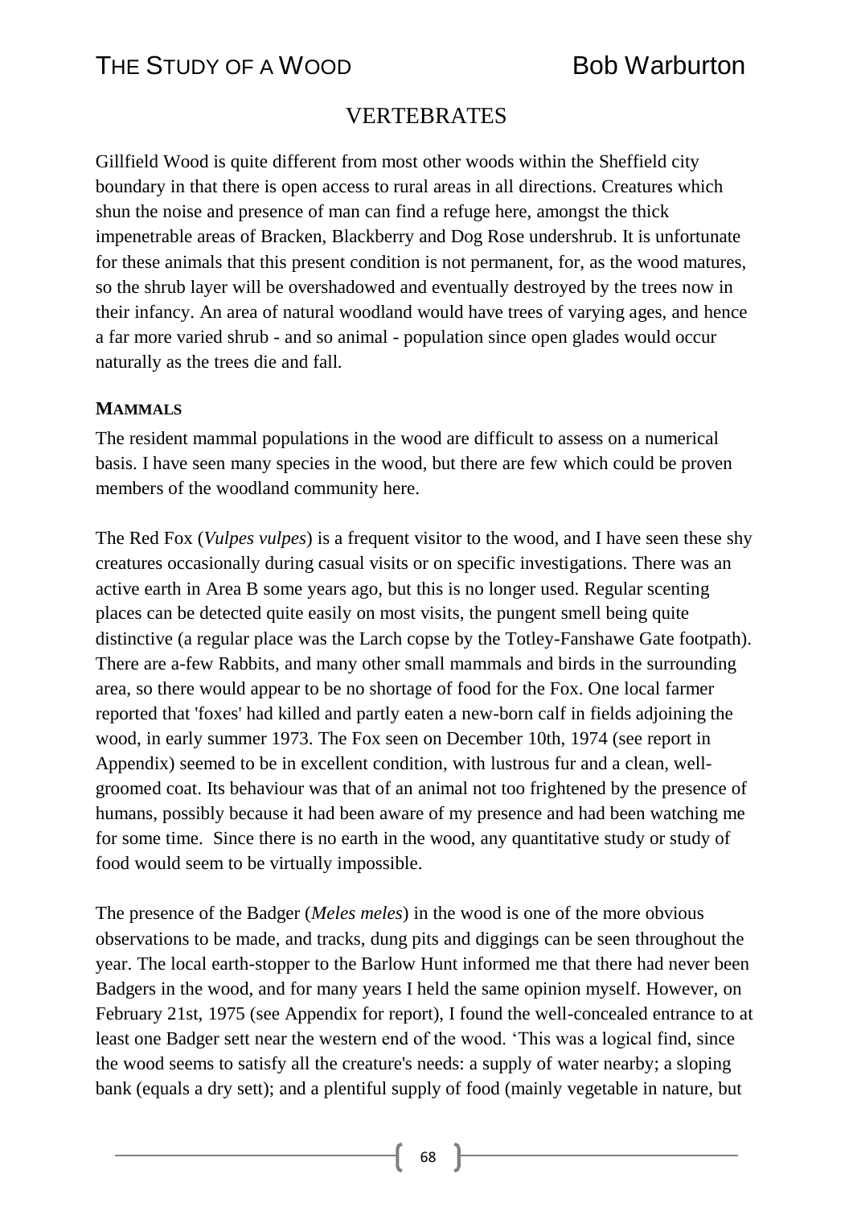## VERTEBRATES

Gillfield Wood is quite different from most other woods within the Sheffield city boundary in that there is open access to rural areas in all directions. Creatures which shun the noise and presence of man can find a refuge here, amongst the thick impenetrable areas of Bracken, Blackberry and Dog Rose undershrub. It is unfortunate for these animals that this present condition is not permanent, for, as the wood matures, so the shrub layer will be overshadowed and eventually destroyed by the trees now in their infancy. An area of natural woodland would have trees of varying ages, and hence a far more varied shrub - and so animal - population since open glades would occur naturally as the trees die and fall.

### MAMMALS

The resident mammal populations in the wood are difficult to assess on a numerical basis. I have seen many species in the wood, but there are few which could be proven members of the woodland community here.

The Red Fox (*Vulpes vulpes*) is a frequent visitor to the wood, and I have seen these shy creatures occasionally during casual visits or on specific investigations. There was an active earth in Area B some years ago, but this is no longer used. Regular scenting places can be detected quite easily on most visits, the pungent smell being quite distinctive (a regular place was the Larch copse by the Totley-Fanshawe Gate footpath). There are a-few Rabbits, and many other small mammals and birds in the surrounding area, so there would appear to be no shortage of food for the Fox. One local farmer reported that 'foxes' had killed and partly eaten a new-born calf in fields adjoining the wood, in early summer 1973. The Fox seen on December 10th, 1974 (see report in Appendix) seemed to be in excellent condition, with lustrous fur and a clean, well-groomed coat. Its behaviour was that of an animal not too frightened by the presence of humans, possibly because it had been aware of my presence and had been watching me for some time. Since there is no earth in the wood, any quantitative study or study of food would seem to be virtually impossible.

The presence of the Badger (*Meles meles*) in the wood is one of the more obvious observations to be made, and tracks, dung pits and diggings can be seen throughout the year. The local earth-stopper to the Barlow Hunt informed me that there had never been Badgers in the wood, and for many years I held the same opinion myself. However, on February 21st, 1975 (see Appendix for report), I found the well-concealed entrance to at least one Badger sett near the western end of the wood. 'This was a logical find, since the wood seems to satisfy all the creature's needs: a supply of water nearby; a sloping bank (equals a dry sett); and a plentiful supply of food (mainly vegetable in nature, but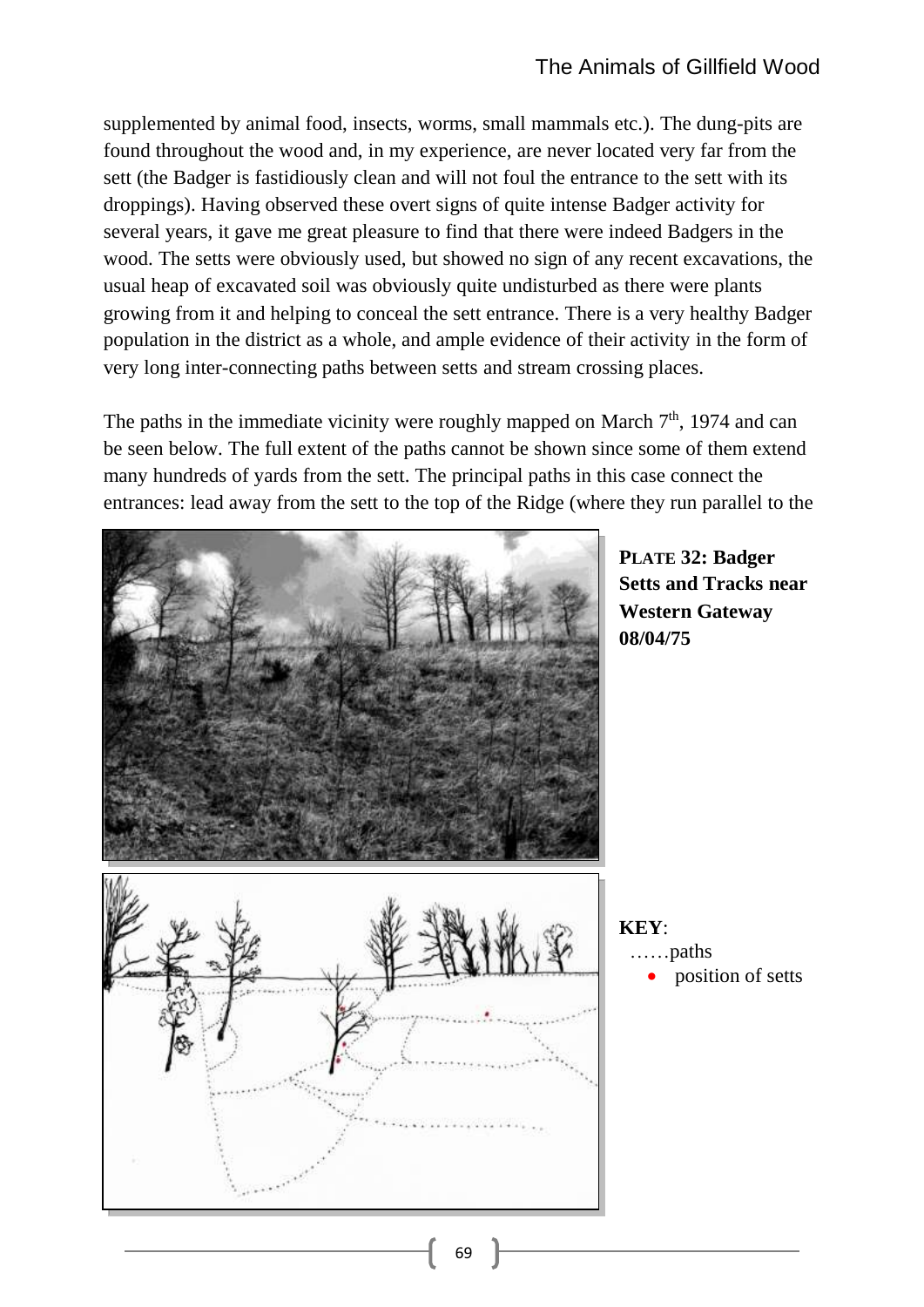supplemented by animal food, insects, worms, small mammals etc.). The dung-pits are found throughout the wood and, in my experience, are never located very far from the sett (the Badger is fastidiously clean and will not foul the entrance to the sett with its droppings). Having observed these overt signs of quite intense Badger activity for several years, it gave me great pleasure to find that there were indeed Badgers in the wood. The setts were obviously used, but showed no sign of any recent excavations, the usual heap of excavated soil was obviously quite undisturbed as there were plants growing from it and helping to conceal the sett entrance. There is a very healthy Badger population in the district as a whole, and ample evidence of their activity in the form of very long inter-connecting paths between setts and stream crossing places.

The paths in the immediate vicinity were roughly mapped on March 7th, 1974 and can be seen below. The full extent of the paths cannot be shown since some of them extend many hundreds of yards from the sett. The principal paths in this case connect the entrances: lead away from the sett to the top of the Ridge (where they run parallel to the

**PLATE 32: Badger Setts and Tracks near Western Gateway 08/04/75**

**KEY**:
……paths
- position of setts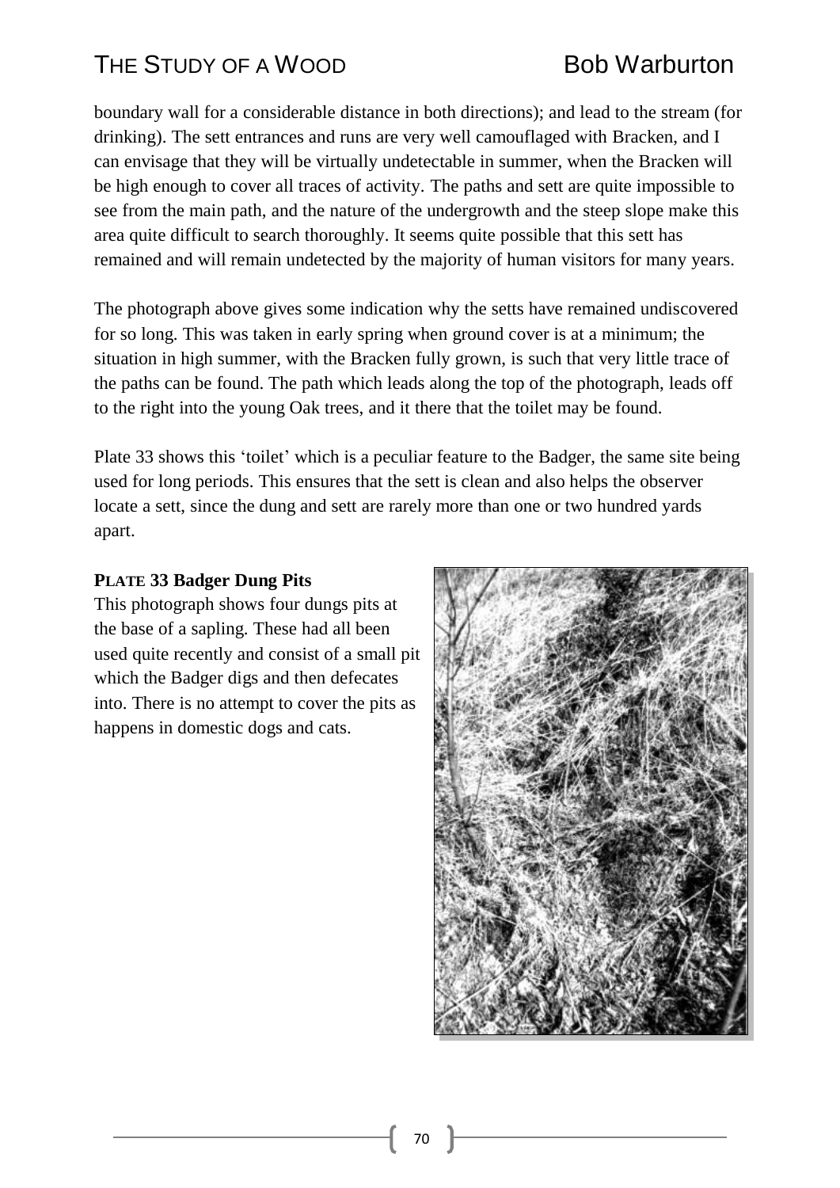boundary wall for a considerable distance in both directions); and lead to the stream (for drinking). The sett entrances and runs are very well camouflaged with Bracken, and I can envisage that they will be virtually undetectable in summer, when the Bracken will be high enough to cover all traces of activity. The paths and sett are quite impossible to see from the main path, and the nature of the undergrowth and the steep slope make this area quite difficult to search thoroughly. It seems quite possible that this sett has remained and will remain undetected by the majority of human visitors for many years.

The photograph above gives some indication why the setts have remained undiscovered for so long. This was taken in early spring when ground cover is at a minimum; the situation in high summer, with the Bracken fully grown, is such that very little trace of the paths can be found. The path which leads along the top of the photograph, leads off to the right into the young Oak trees, and it there that the toilet may be found.

Plate 33 shows this 'toilet' which is a peculiar feature to the Badger, the same site being used for long periods. This ensures that the sett is clean and also helps the observer locate a sett, since the dung and sett are rarely more than one or two hundred yards apart.

**PLATE 33 Badger Dung Pits**

This photograph shows four dungs pits at the base of a sapling. These had all been used quite recently and consist of a small pit which the Badger digs and then defecates into. There is no attempt to cover the pits as happens in domestic dogs and cats.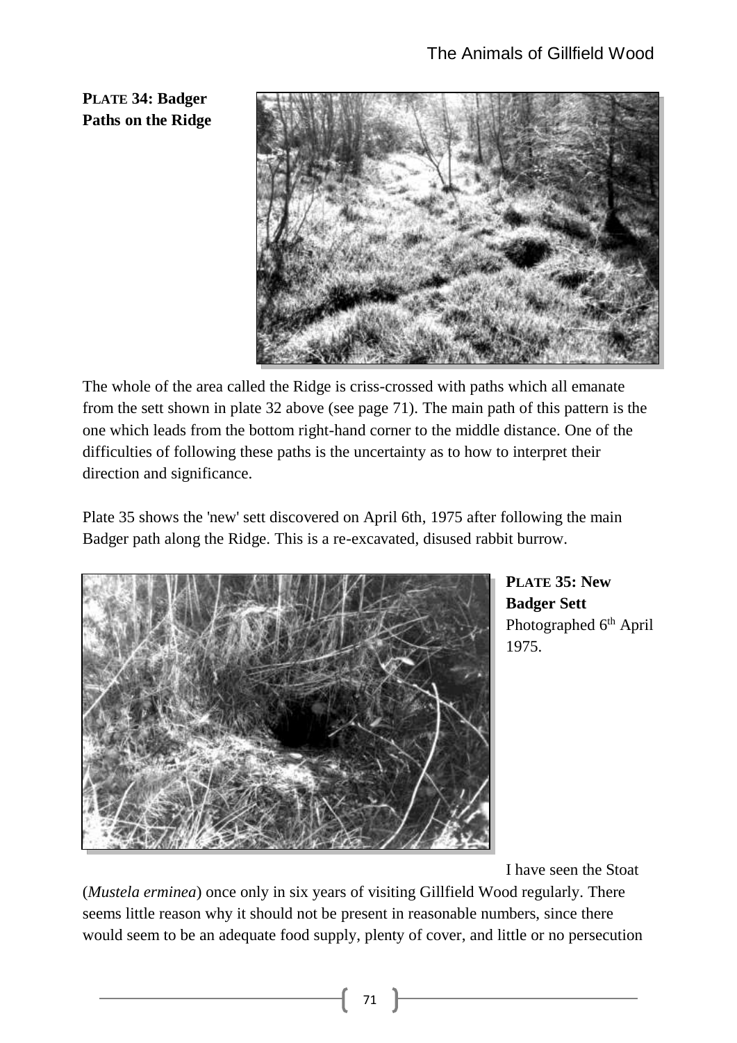**PLATE 34: Badger Paths on the Ridge**

The whole of the area called the Ridge is criss-crossed with paths which all emanate from the sett shown in plate 32 above (see page 71). The main path of this pattern is the one which leads from the bottom right-hand corner to the middle distance. One of the difficulties of following these paths is the uncertainty as to how to interpret their direction and significance.

Plate 35 shows the 'new' sett discovered on April 6th, 1975 after following the main Badger path along the Ridge. This is a re-excavated, disused rabbit burrow.

**PLATE 35: New Badger Sett**
Photographed 6th April 1975.

I have seen the Stoat (*Mustela erminea*) once only in six years of visiting Gillfield Wood regularly. There seems little reason why it should not be present in reasonable numbers, since there would seem to be an adequate food supply, plenty of cover, and little or no persecution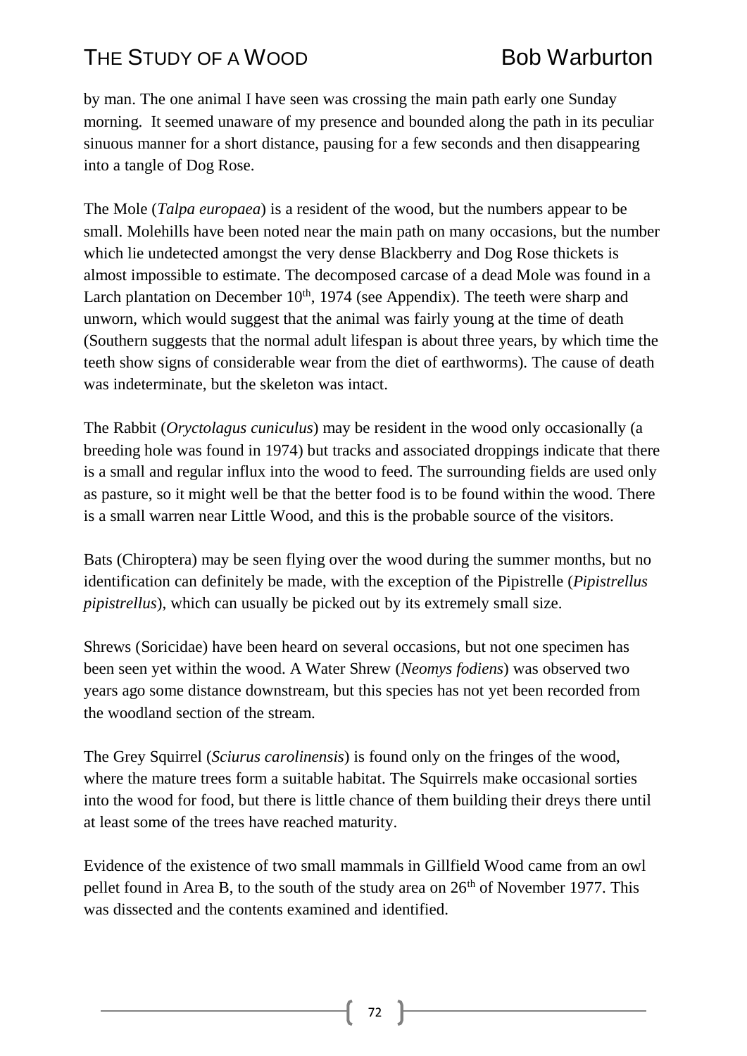by man. The one animal I have seen was crossing the main path early one Sunday morning. It seemed unaware of my presence and bounded along the path in its peculiar sinuous manner for a short distance, pausing for a few seconds and then disappearing into a tangle of Dog Rose.

The Mole (*Talpa europaea*) is a resident of the wood, but the numbers appear to be small. Molehills have been noted near the main path on many occasions, but the number which lie undetected amongst the very dense Blackberry and Dog Rose thickets is almost impossible to estimate. The decomposed carcase of a dead Mole was found in a Larch plantation on December 10th, 1974 (see Appendix). The teeth were sharp and unworn, which would suggest that the animal was fairly young at the time of death (Southern suggests that the normal adult lifespan is about three years, by which time the teeth show signs of considerable wear from the diet of earthworms). The cause of death was indeterminate, but the skeleton was intact.

The Rabbit (*Oryctolagus cuniculus*) may be resident in the wood only occasionally (a breeding hole was found in 1974) but tracks and associated droppings indicate that there is a small and regular influx into the wood to feed. The surrounding fields are used only as pasture, so it might well be that the better food is to be found within the wood. There is a small warren near Little Wood, and this is the probable source of the visitors.

Bats (Chiroptera) may be seen flying over the wood during the summer months, but no identification can definitely be made, with the exception of the Pipistrelle (*Pipistrellus pipistrellus*), which can usually be picked out by its extremely small size.

Shrews (Soricidae) have been heard on several occasions, but not one specimen has been seen yet within the wood. A Water Shrew (*Neomys fodiens*) was observed two years ago some distance downstream, but this species has not yet been recorded from the woodland section of the stream.

The Grey Squirrel (*Sciurus carolinensis*) is found only on the fringes of the wood, where the mature trees form a suitable habitat. The Squirrels make occasional sorties into the wood for food, but there is little chance of them building their dreys there until at least some of the trees have reached maturity.

Evidence of the existence of two small mammals in Gillfield Wood came from an owl pellet found in Area B, to the south of the study area on 26th of November 1977. This was dissected and the contents examined and identified.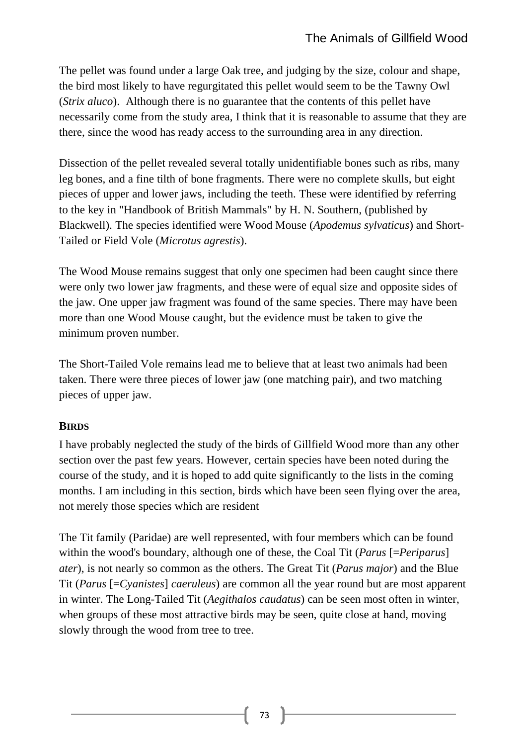The pellet was found under a large Oak tree, and judging by the size, colour and shape, the bird most likely to have regurgitated this pellet would seem to be the Tawny Owl (*Strix aluco*). Although there is no guarantee that the contents of this pellet have necessarily come from the study area, I think that it is reasonable to assume that they are there, since the wood has ready access to the surrounding area in any direction.

Dissection of the pellet revealed several totally unidentifiable bones such as ribs, many leg bones, and a fine tilth of bone fragments. There were no complete skulls, but eight pieces of upper and lower jaws, including the teeth. These were identified by referring to the key in "Handbook of British Mammals" by H. N. Southern, (published by Blackwell). The species identified were Wood Mouse (*Apodemus sylvaticus*) and Short-Tailed or Field Vole (*Microtus agrestis*).

The Wood Mouse remains suggest that only one specimen had been caught since there were only two lower jaw fragments, and these were of equal size and opposite sides of the jaw. One upper jaw fragment was found of the same species. There may have been more than one Wood Mouse caught, but the evidence must be taken to give the minimum proven number.

The Short-Tailed Vole remains lead me to believe that at least two animals had been taken. There were three pieces of lower jaw (one matching pair), and two matching pieces of upper jaw.

## BIRDS

I have probably neglected the study of the birds of Gillfield Wood more than any other section over the past few years. However, certain species have been noted during the course of the study, and it is hoped to add quite significantly to the lists in the coming months. I am including in this section, birds which have been seen flying over the area, not merely those species which are resident

The Tit family (Paridae) are well represented, with four members which can be found within the wood's boundary, although one of these, the Coal Tit (*Parus* [=*Periparus*] *ater*), is not nearly so common as the others. The Great Tit (*Parus major*) and the Blue Tit (*Parus* [=*Cyanistes*] *caeruleus*) are common all the year round but are most apparent in winter. The Long-Tailed Tit (*Aegithalos caudatus*) can be seen most often in winter, when groups of these most attractive birds may be seen, quite close at hand, moving slowly through the wood from tree to tree.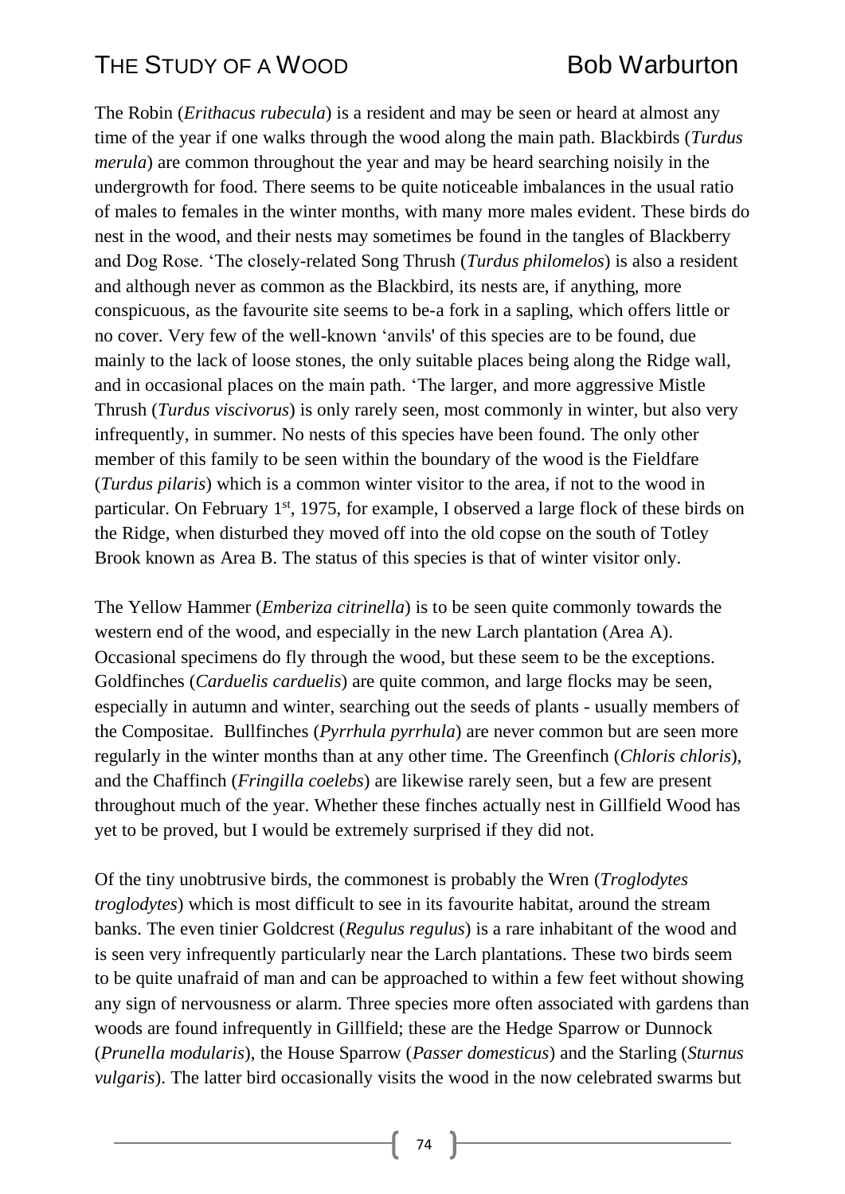The Robin (*Erithacus rubecula*) is a resident and may be seen or heard at almost any time of the year if one walks through the wood along the main path. Blackbirds (*Turdus merula*) are common throughout the year and may be heard searching noisily in the undergrowth for food. There seems to be quite noticeable imbalances in the usual ratio of males to females in the winter months, with many more males evident. These birds do nest in the wood, and their nests may sometimes be found in the tangles of Blackberry and Dog Rose. 'The closely-related Song Thrush (*Turdus philomelos*) is also a resident and although never as common as the Blackbird, its nests are, if anything, more conspicuous, as the favourite site seems to be-a fork in a sapling, which offers little or no cover. Very few of the well-known 'anvils' of this species are to be found, due mainly to the lack of loose stones, the only suitable places being along the Ridge wall, and in occasional places on the main path. 'The larger, and more aggressive Mistle Thrush (*Turdus viscivorus*) is only rarely seen, most commonly in winter, but also very infrequently, in summer. No nests of this species have been found. The only other member of this family to be seen within the boundary of the wood is the Fieldfare (*Turdus pilaris*) which is a common winter visitor to the area, if not to the wood in particular. On February 1st, 1975, for example, I observed a large flock of these birds on the Ridge, when disturbed they moved off into the old copse on the south of Totley Brook known as Area B. The status of this species is that of winter visitor only.

The Yellow Hammer (*Emberiza citrinella*) is to be seen quite commonly towards the western end of the wood, and especially in the new Larch plantation (Area A). Occasional specimens do fly through the wood, but these seem to be the exceptions. Goldfinches (*Carduelis carduelis*) are quite common, and large flocks may be seen, especially in autumn and winter, searching out the seeds of plants - usually members of the Compositae. Bullfinches (*Pyrrhula pyrrhula*) are never common but are seen more regularly in the winter months than at any other time. The Greenfinch (*Chloris chloris*), and the Chaffinch (*Fringilla coelebs*) are likewise rarely seen, but a few are present throughout much of the year. Whether these finches actually nest in Gillfield Wood has yet to be proved, but I would be extremely surprised if they did not.

Of the tiny unobtrusive birds, the commonest is probably the Wren (*Troglodytes troglodytes*) which is most difficult to see in its favourite habitat, around the stream banks. The even tinier Goldcrest (*Regulus regulus*) is a rare inhabitant of the wood and is seen very infrequently particularly near the Larch plantations. These two birds seem to be quite unafraid of man and can be approached to within a few feet without showing any sign of nervousness or alarm. Three species more often associated with gardens than woods are found infrequently in Gillfield; these are the Hedge Sparrow or Dunnock (*Prunella modularis*), the House Sparrow (*Passer domesticus*) and the Starling (*Sturnus vulgaris*). The latter bird occasionally visits the wood in the now celebrated swarms but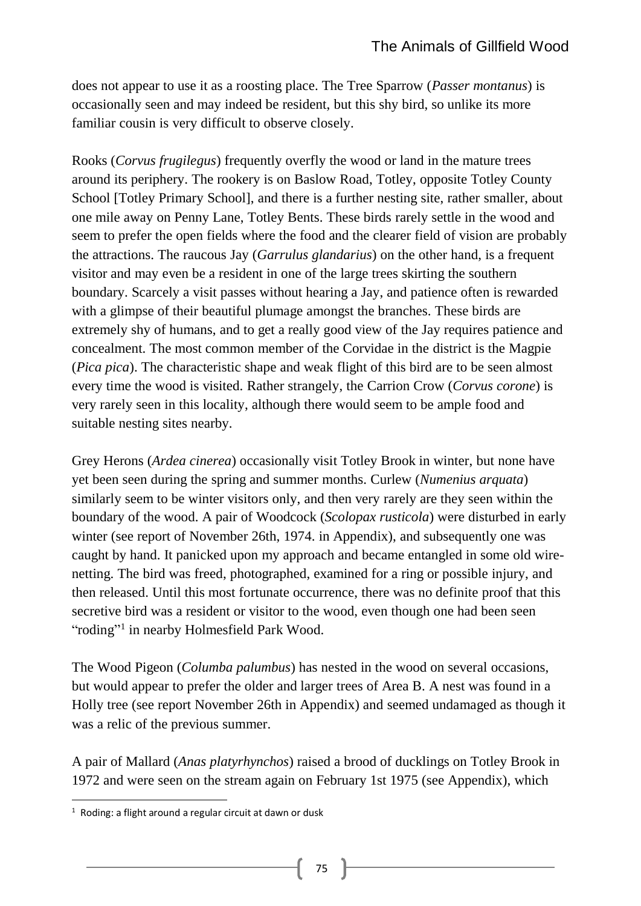does not appear to use it as a roosting place. The Tree Sparrow (*Passer montanus*) is occasionally seen and may indeed be resident, but this shy bird, so unlike its more familiar cousin is very difficult to observe closely.

Rooks (*Corvus frugilegus*) frequently overfly the wood or land in the mature trees around its periphery. The rookery is on Baslow Road, Totley, opposite Totley County School [Totley Primary School], and there is a further nesting site, rather smaller, about one mile away on Penny Lane, Totley Bents. These birds rarely settle in the wood and seem to prefer the open fields where the food and the clearer field of vision are probably the attractions. The raucous Jay (*Garrulus glandarius*) on the other hand, is a frequent visitor and may even be a resident in one of the large trees skirting the southern boundary. Scarcely a visit passes without hearing a Jay, and patience often is rewarded with a glimpse of their beautiful plumage amongst the branches. These birds are extremely shy of humans, and to get a really good view of the Jay requires patience and concealment. The most common member of the Corvidae in the district is the Magpie (*Pica pica*). The characteristic shape and weak flight of this bird are to be seen almost every time the wood is visited. Rather strangely, the Carrion Crow (*Corvus corone*) is very rarely seen in this locality, although there would seem to be ample food and suitable nesting sites nearby.

Grey Herons (*Ardea cinerea*) occasionally visit Totley Brook in winter, but none have yet been seen during the spring and summer months. Curlew (*Numenius arquata*) similarly seem to be winter visitors only, and then very rarely are they seen within the boundary of the wood. A pair of Woodcock (*Scolopax rusticola*) were disturbed in early winter (see report of November 26th, 1974. in Appendix), and subsequently one was caught by hand. It panicked upon my approach and became entangled in some old wire-netting. The bird was freed, photographed, examined for a ring or possible injury, and then released. Until this most fortunate occurrence, there was no definite proof that this secretive bird was a resident or visitor to the wood, even though one had been seen "roding"[1] in nearby Holmesfield Park Wood.

The Wood Pigeon (*Columba palumbus*) has nested in the wood on several occasions, but would appear to prefer the older and larger trees of Area B. A nest was found in a Holly tree (see report November 26th in Appendix) and seemed undamaged as though it was a relic of the previous summer.

A pair of Mallard (*Anas platyrhynchos*) raised a brood of ducklings on Totley Brook in 1972 and were seen on the stream again on February 1st 1975 (see Appendix), which

[1] Roding: a flight around a regular circuit at dawn or dusk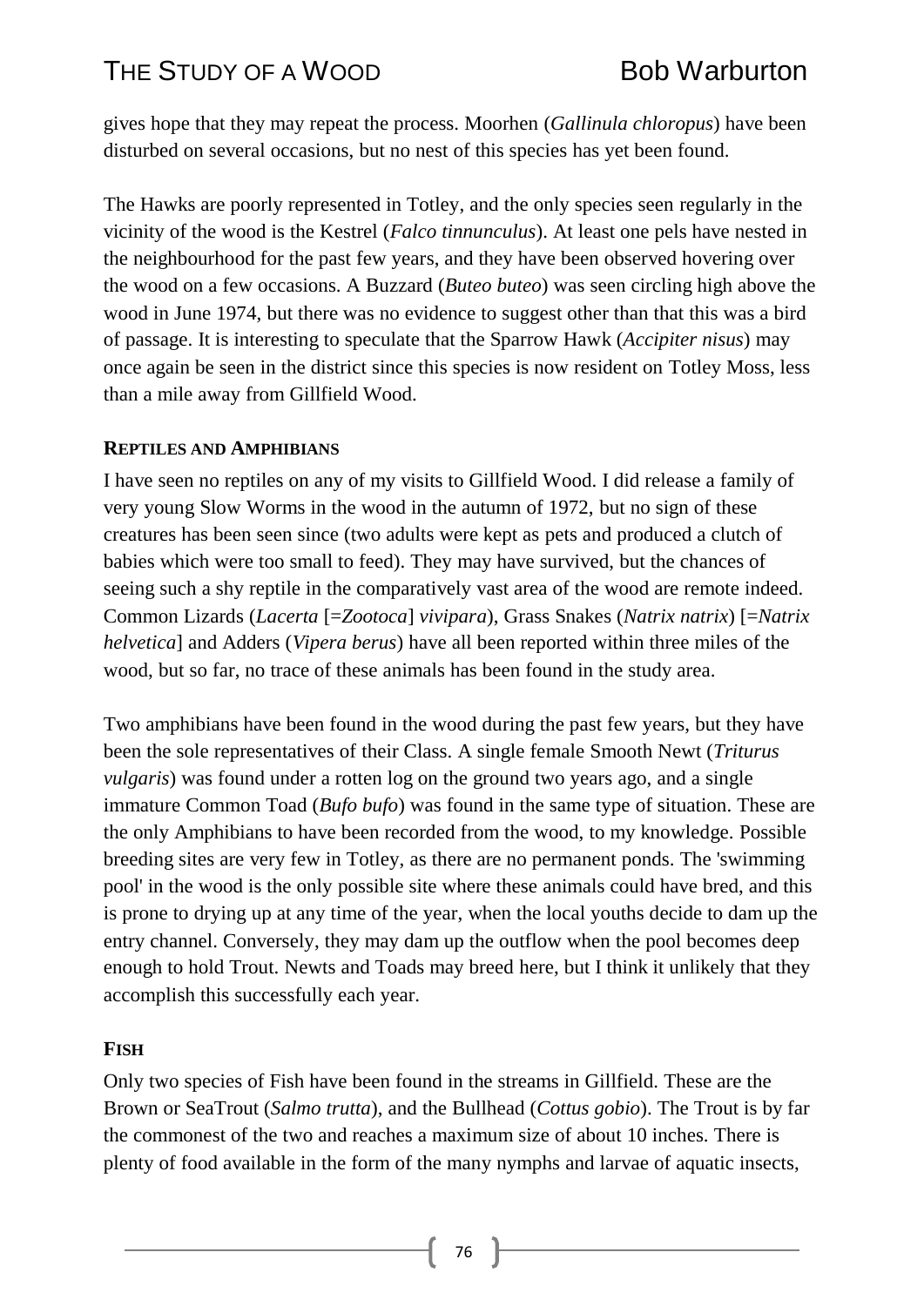gives hope that they may repeat the process. Moorhen (*Gallinula chloropus*) have been disturbed on several occasions, but no nest of this species has yet been found.

The Hawks are poorly represented in Totley, and the only species seen regularly in the vicinity of the wood is the Kestrel (*Falco tinnunculus*). At least one pels have nested in the neighbourhood for the past few years, and they have been observed hovering over the wood on a few occasions. A Buzzard (*Buteo buteo*) was seen circling high above the wood in June 1974, but there was no evidence to suggest other than that this was a bird of passage. It is interesting to speculate that the Sparrow Hawk (*Accipiter nisus*) may once again be seen in the district since this species is now resident on Totley Moss, less than a mile away from Gillfield Wood.

### Reptiles and Amphibians

I have seen no reptiles on any of my visits to Gillfield Wood. I did release a family of very young Slow Worms in the wood in the autumn of 1972, but no sign of these creatures has been seen since (two adults were kept as pets and produced a clutch of babies which were too small to feed). They may have survived, but the chances of seeing such a shy reptile in the comparatively vast area of the wood are remote indeed. Common Lizards (*Lacerta* [=*Zootoca*] *vivipara*), Grass Snakes (*Natrix natrix*) [=*Natrix helvetica*] and Adders (*Vipera berus*) have all been reported within three miles of the wood, but so far, no trace of these animals has been found in the study area.

Two amphibians have been found in the wood during the past few years, but they have been the sole representatives of their Class. A single female Smooth Newt (*Triturus vulgaris*) was found under a rotten log on the ground two years ago, and a single immature Common Toad (*Bufo bufo*) was found in the same type of situation. These are the only Amphibians to have been recorded from the wood, to my knowledge. Possible breeding sites are very few in Totley, as there are no permanent ponds. The 'swimming pool' in the wood is the only possible site where these animals could have bred, and this is prone to drying up at any time of the year, when the local youths decide to dam up the entry channel. Conversely, they may dam up the outflow when the pool becomes deep enough to hold Trout. Newts and Toads may breed here, but I think it unlikely that they accomplish this successfully each year.

### Fish

Only two species of Fish have been found in the streams in Gillfield. These are the Brown or SeaTrout (*Salmo trutta*), and the Bullhead (*Cottus gobio*). The Trout is by far the commonest of the two and reaches a maximum size of about 10 inches. There is plenty of food available in the form of the many nymphs and larvae of aquatic insects,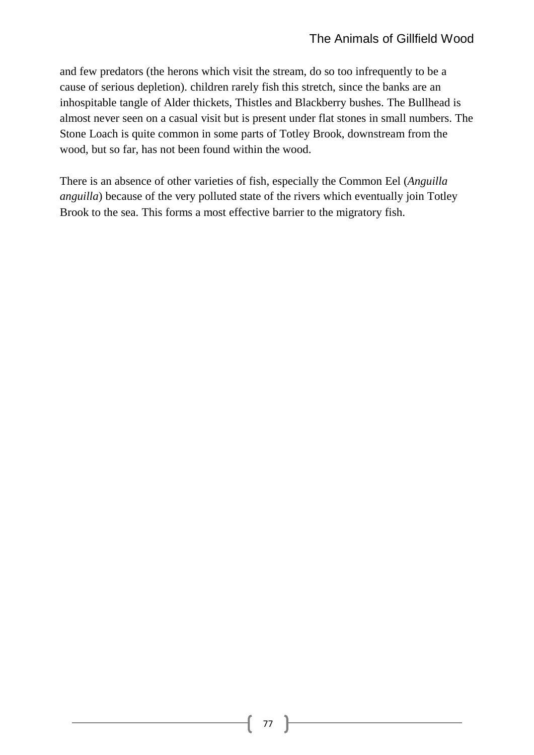and few predators (the herons which visit the stream, do so too infrequently to be a cause of serious depletion). children rarely fish this stretch, since the banks are an inhospitable tangle of Alder thickets, Thistles and Blackberry bushes. The Bullhead is almost never seen on a casual visit but is present under flat stones in small numbers. The Stone Loach is quite common in some parts of Totley Brook, downstream from the wood, but so far, has not been found within the wood.

There is an absence of other varieties of fish, especially the Common Eel (*Anguilla anguilla*) because of the very polluted state of the rivers which eventually join Totley Brook to the sea. This forms a most effective barrier to the migratory fish.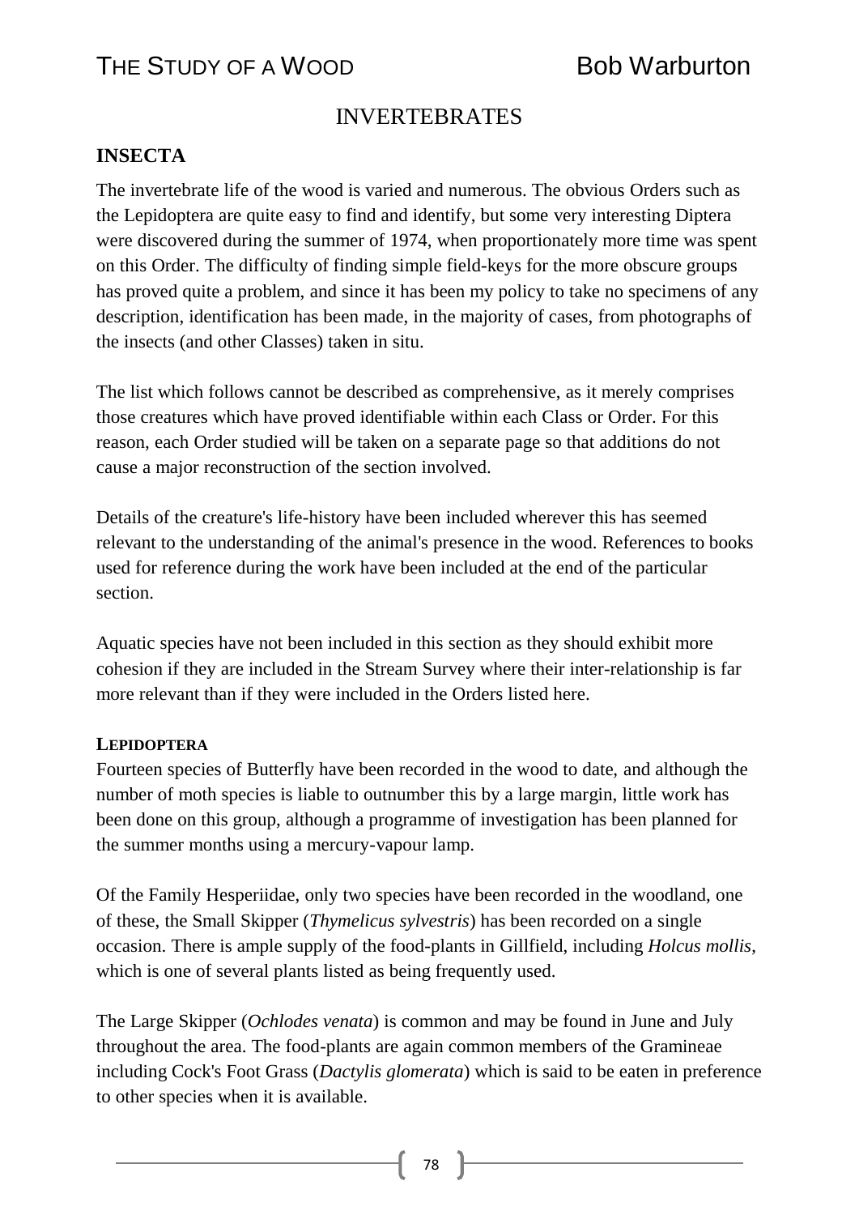# INVERTEBRATES

## INSECTA

The invertebrate life of the wood is varied and numerous. The obvious Orders such as the Lepidoptera are quite easy to find and identify, but some very interesting Diptera were discovered during the summer of 1974, when proportionately more time was spent on this Order. The difficulty of finding simple field-keys for the more obscure groups has proved quite a problem, and since it has been my policy to take no specimens of any description, identification has been made, in the majority of cases, from photographs of the insects (and other Classes) taken in situ.

The list which follows cannot be described as comprehensive, as it merely comprises those creatures which have proved identifiable within each Class or Order. For this reason, each Order studied will be taken on a separate page so that additions do not cause a major reconstruction of the section involved.

Details of the creature's life-history have been included wherever this has seemed relevant to the understanding of the animal's presence in the wood. References to books used for reference during the work have been included at the end of the particular section.

Aquatic species have not been included in this section as they should exhibit more cohesion if they are included in the Stream Survey where their inter-relationship is far more relevant than if they were included in the Orders listed here.

### LEPIDOPTERA

Fourteen species of Butterfly have been recorded in the wood to date, and although the number of moth species is liable to outnumber this by a large margin, little work has been done on this group, although a programme of investigation has been planned for the summer months using a mercury-vapour lamp.

Of the Family Hesperiidae, only two species have been recorded in the woodland, one of these, the Small Skipper (*Thymelicus sylvestris*) has been recorded on a single occasion. There is ample supply of the food-plants in Gillfield, including *Holcus mollis*, which is one of several plants listed as being frequently used.

The Large Skipper (*Ochlodes venata*) is common and may be found in June and July throughout the area. The food-plants are again common members of the Gramineae including Cock's Foot Grass (*Dactylis glomerata*) which is said to be eaten in preference to other species when it is available.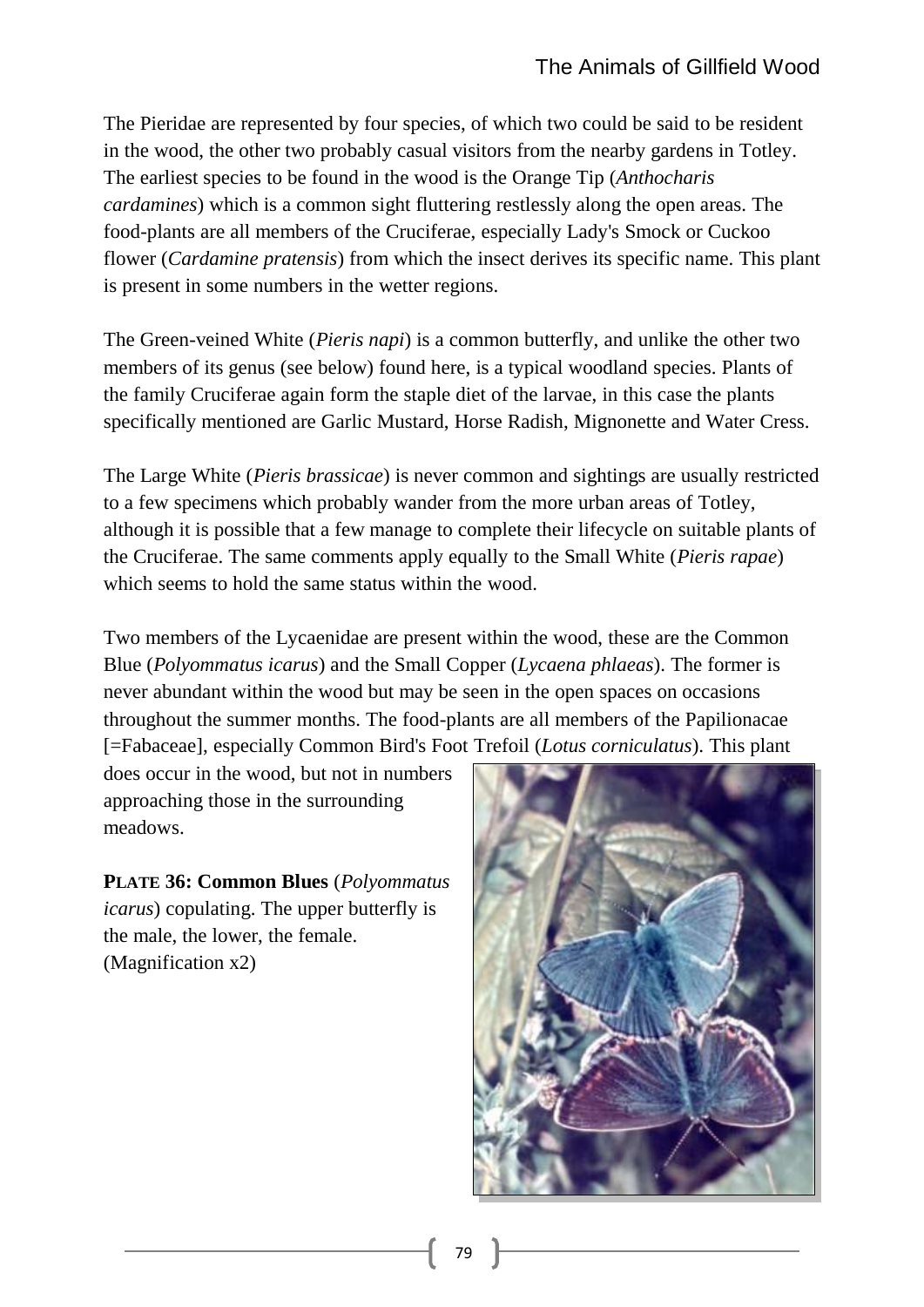The Pieridae are represented by four species, of which two could be said to be resident in the wood, the other two probably casual visitors from the nearby gardens in Totley. The earliest species to be found in the wood is the Orange Tip (*Anthocharis cardamines*) which is a common sight fluttering restlessly along the open areas. The food-plants are all members of the Cruciferae, especially Lady's Smock or Cuckoo flower (*Cardamine pratensis*) from which the insect derives its specific name. This plant is present in some numbers in the wetter regions.

The Green-veined White (*Pieris napi*) is a common butterfly, and unlike the other two members of its genus (see below) found here, is a typical woodland species. Plants of the family Cruciferae again form the staple diet of the larvae, in this case the plants specifically mentioned are Garlic Mustard, Horse Radish, Mignonette and Water Cress.

The Large White (*Pieris brassicae*) is never common and sightings are usually restricted to a few specimens which probably wander from the more urban areas of Totley, although it is possible that a few manage to complete their lifecycle on suitable plants of the Cruciferae. The same comments apply equally to the Small White (*Pieris rapae*) which seems to hold the same status within the wood.

Two members of the Lycaenidae are present within the wood, these are the Common Blue (*Polyommatus icarus*) and the Small Copper (*Lycaena phlaeas*). The former is never abundant within the wood but may be seen in the open spaces on occasions throughout the summer months. The food-plants are all members of the Papilionacae [=Fabaceae], especially Common Bird's Foot Trefoil (*Lotus corniculatus*). This plant does occur in the wood, but not in numbers approaching those in the surrounding meadows.

**PLATE 36: Common Blues** (*Polyommatus icarus*) copulating. The upper butterfly is the male, the lower, the female. (Magnification x2)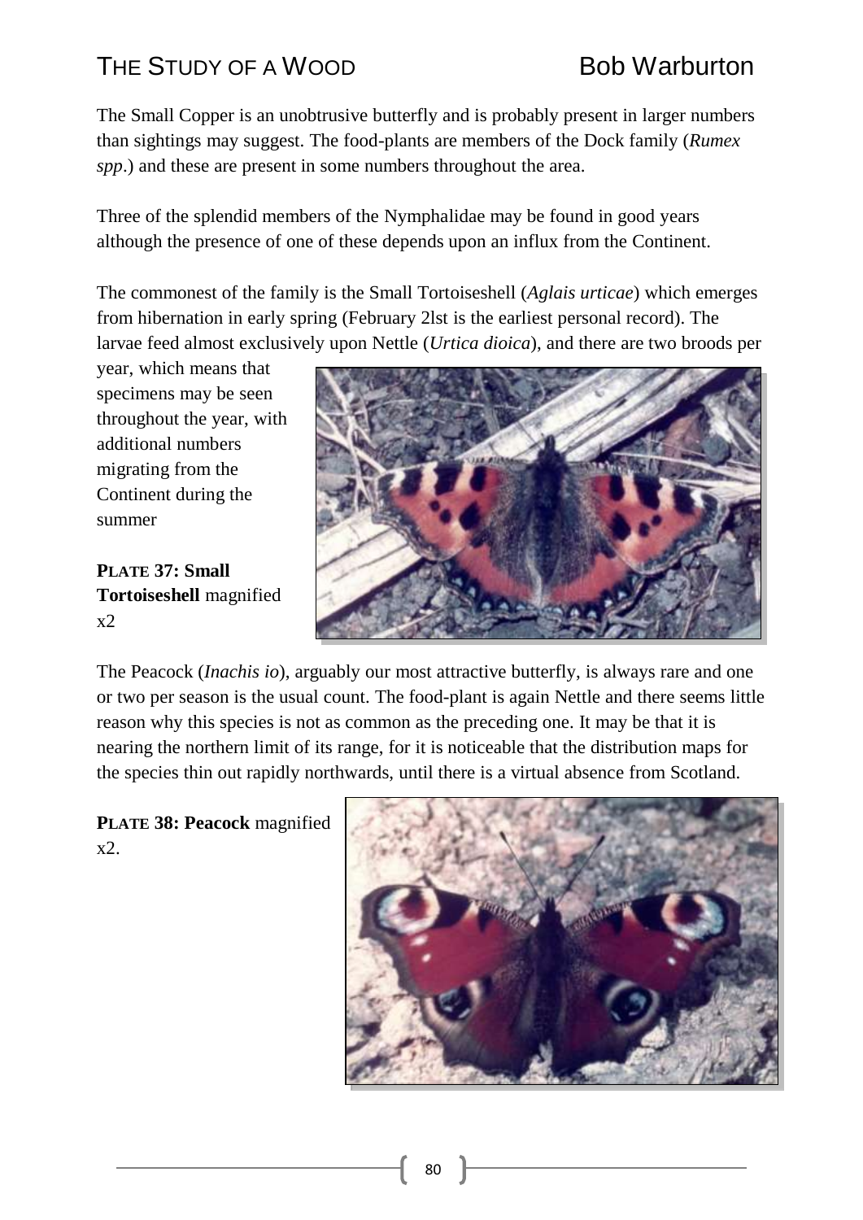The Small Copper is an unobtrusive butterfly and is probably present in larger numbers than sightings may suggest. The food-plants are members of the Dock family (*Rumex spp*.) and these are present in some numbers throughout the area.

Three of the splendid members of the Nymphalidae may be found in good years although the presence of one of these depends upon an influx from the Continent.

The commonest of the family is the Small Tortoiseshell (*Aglais urticae*) which emerges from hibernation in early spring (February 2lst is the earliest personal record). The larvae feed almost exclusively upon Nettle (*Urtica dioica*), and there are two broods per year, which means that specimens may be seen throughout the year, with additional numbers migrating from the Continent during the summer

**PLATE 37: Small Tortoiseshell** magnified x2

The Peacock (*Inachis io*), arguably our most attractive butterfly, is always rare and one or two per season is the usual count. The food-plant is again Nettle and there seems little reason why this species is not as common as the preceding one. It may be that it is nearing the northern limit of its range, for it is noticeable that the distribution maps for the species thin out rapidly northwards, until there is a virtual absence from Scotland.

**PLATE 38: Peacock** magnified x2.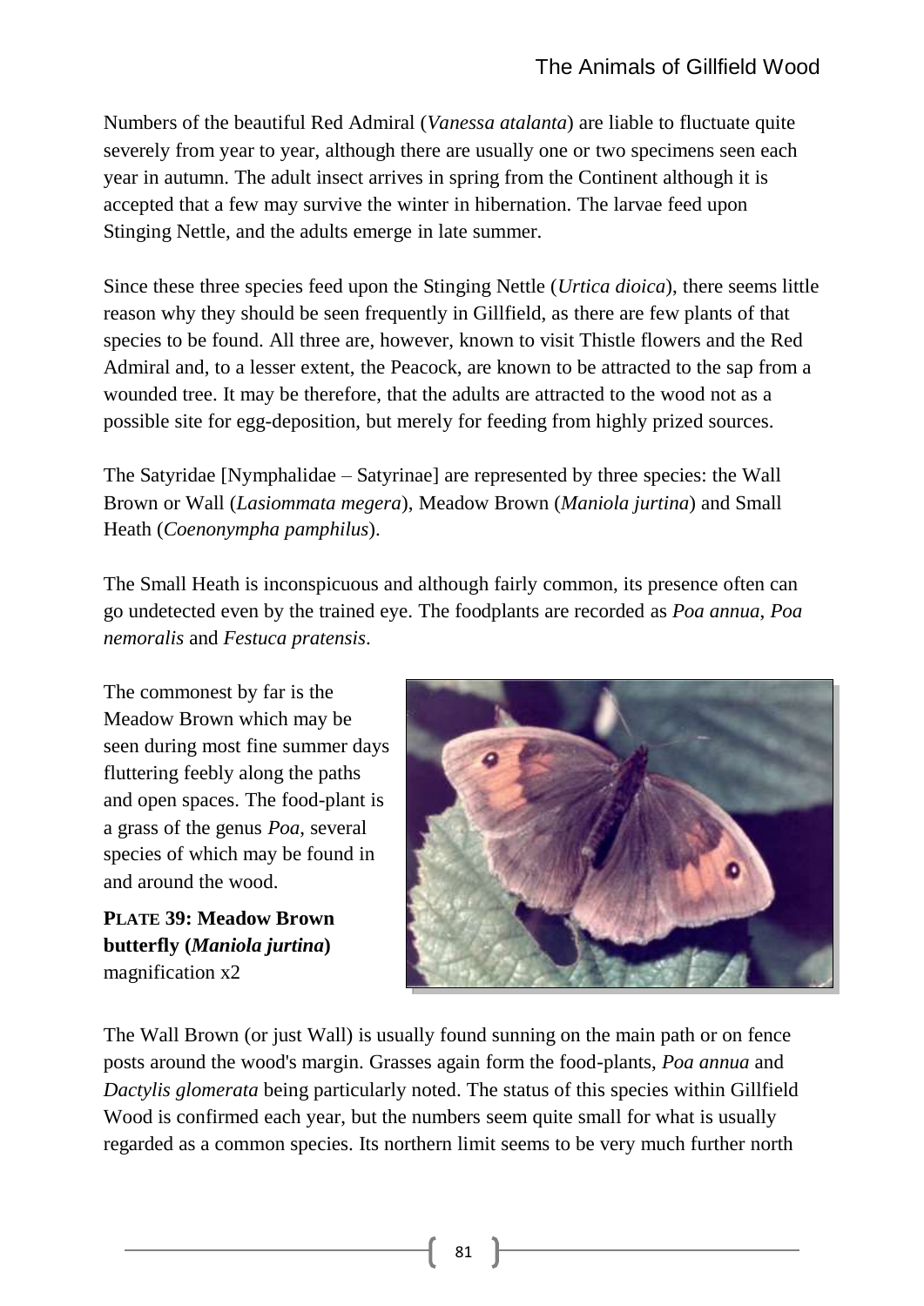Numbers of the beautiful Red Admiral (*Vanessa atalanta*) are liable to fluctuate quite severely from year to year, although there are usually one or two specimens seen each year in autumn. The adult insect arrives in spring from the Continent although it is accepted that a few may survive the winter in hibernation. The larvae feed upon Stinging Nettle, and the adults emerge in late summer.

Since these three species feed upon the Stinging Nettle (*Urtica dioica*), there seems little reason why they should be seen frequently in Gillfield, as there are few plants of that species to be found. All three are, however, known to visit Thistle flowers and the Red Admiral and, to a lesser extent, the Peacock, are known to be attracted to the sap from a wounded tree. It may be therefore, that the adults are attracted to the wood not as a possible site for egg-deposition, but merely for feeding from highly prized sources.

The Satyridae [Nymphalidae – Satyrinae] are represented by three species: the Wall Brown or Wall (*Lasiommata megera*), Meadow Brown (*Maniola jurtina*) and Small Heath (*Coenonympha pamphilus*).

The Small Heath is inconspicuous and although fairly common, its presence often can go undetected even by the trained eye. The foodplants are recorded as *Poa annua*, *Poa nemoralis* and *Festuca pratensis*.

The commonest by far is the Meadow Brown which may be seen during most fine summer days fluttering feebly along the paths and open spaces. The food-plant is a grass of the genus *Poa*, several species of which may be found in and around the wood.

**PLATE 39: Meadow Brown butterfly (*Maniola jurtina*)** magnification x2

The Wall Brown (or just Wall) is usually found sunning on the main path or on fence posts around the wood's margin. Grasses again form the food-plants, *Poa annua* and *Dactylis glomerata* being particularly noted. The status of this species within Gillfield Wood is confirmed each year, but the numbers seem quite small for what is usually regarded as a common species. Its northern limit seems to be very much further north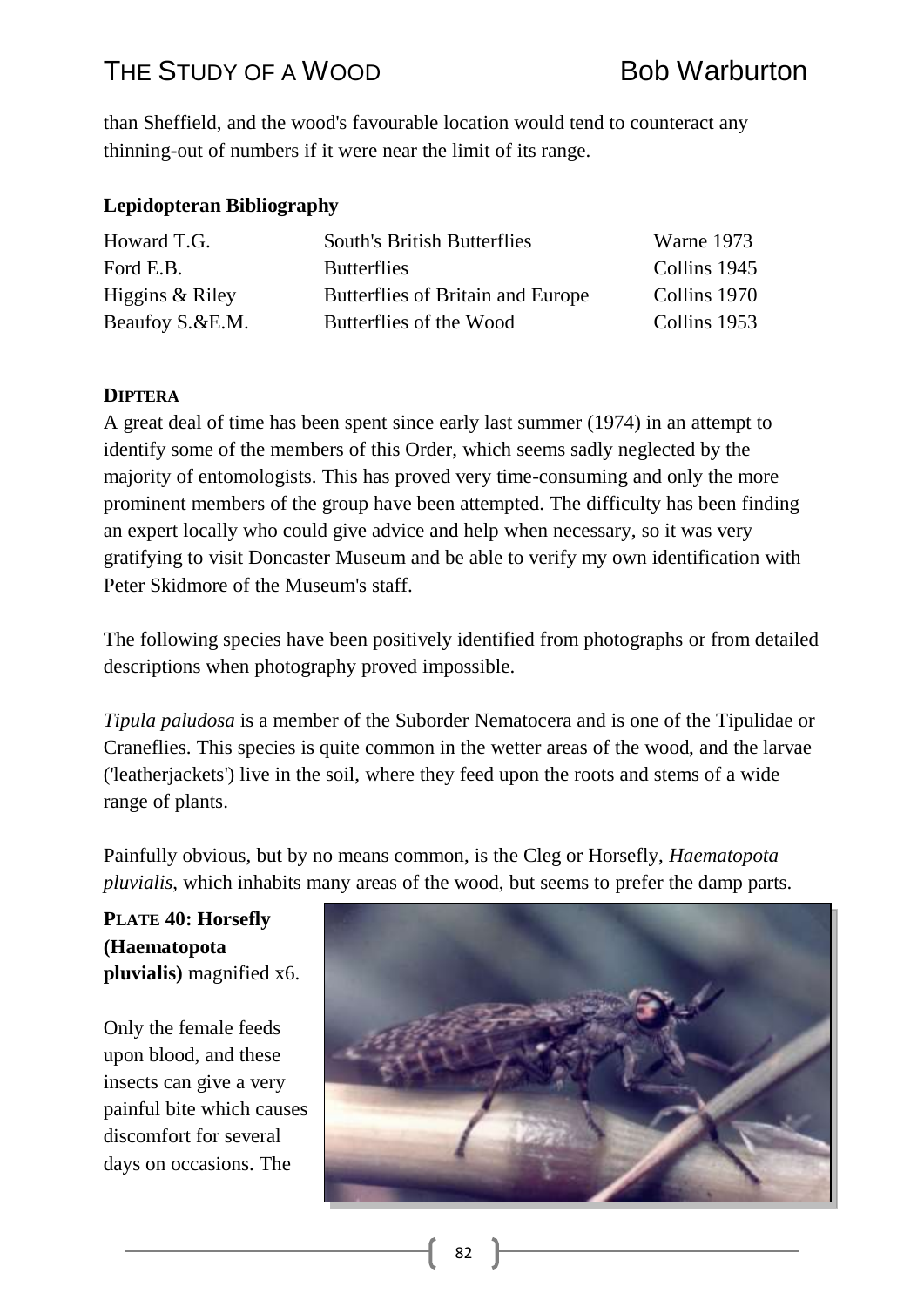than Sheffield, and the wood's favourable location would tend to counteract any thinning-out of numbers if it were near the limit of its range.

**Lepidopteran Bibliography**

| | | |
|---|---|---|
| Howard T.G. | South's British Butterflies | Warne 1973 |
| Ford E.B. | Butterflies | Collins 1945 |
| Higgins & Riley | Butterflies of Britain and Europe | Collins 1970 |
| Beaufoy S.&E.M. | Butterflies of the Wood | Collins 1953 |

## DIPTERA

A great deal of time has been spent since early last summer (1974) in an attempt to identify some of the members of this Order, which seems sadly neglected by the majority of entomologists. This has proved very time-consuming and only the more prominent members of the group have been attempted. The difficulty has been finding an expert locally who could give advice and help when necessary, so it was very gratifying to visit Doncaster Museum and be able to verify my own identification with Peter Skidmore of the Museum's staff.

The following species have been positively identified from photographs or from detailed descriptions when photography proved impossible.

*Tipula paludosa* is a member of the Suborder Nematocera and is one of the Tipulidae or Craneflies. This species is quite common in the wetter areas of the wood, and the larvae ('leatherjackets') live in the soil, where they feed upon the roots and stems of a wide range of plants.

Painfully obvious, but by no means common, is the Cleg or Horsefly, *Haematopota pluvialis*, which inhabits many areas of the wood, but seems to prefer the damp parts.

**PLATE 40: Horsefly (Haematopota pluvialis)** magnified x6.

Only the female feeds upon blood, and these insects can give a very painful bite which causes discomfort for several days on occasions. The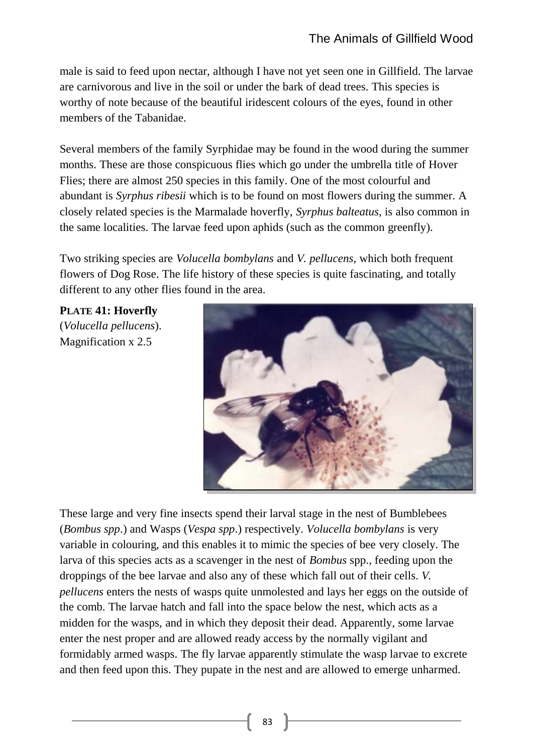male is said to feed upon nectar, although I have not yet seen one in Gillfield. The larvae are carnivorous and live in the soil or under the bark of dead trees. This species is worthy of note because of the beautiful iridescent colours of the eyes, found in other members of the Tabanidae.

Several members of the family Syrphidae may be found in the wood during the summer months. These are those conspicuous flies which go under the umbrella title of Hover Flies; there are almost 250 species in this family. One of the most colourful and abundant is *Syrphus ribesii* which is to be found on most flowers during the summer. A closely related species is the Marmalade hoverfly, *Syrphus balteatus*, is also common in the same localities. The larvae feed upon aphids (such as the common greenfly).

Two striking species are *Volucella bombylans* and *V. pellucens*, which both frequent flowers of Dog Rose. The life history of these species is quite fascinating, and totally different to any other flies found in the area.

**PLATE 41: Hoverfly** (*Volucella pellucens*). Magnification x 2.5

These large and very fine insects spend their larval stage in the nest of Bumblebees (*Bombus spp*.) and Wasps (*Vespa spp*.) respectively. *Volucella bombylans* is very variable in colouring, and this enables it to mimic the species of bee very closely. The larva of this species acts as a scavenger in the nest of *Bombus* spp., feeding upon the droppings of the bee larvae and also any of these which fall out of their cells. *V. pellucens* enters the nests of wasps quite unmolested and lays her eggs on the outside of the comb. The larvae hatch and fall into the space below the nest, which acts as a midden for the wasps, and in which they deposit their dead. Apparently, some larvae enter the nest proper and are allowed ready access by the normally vigilant and formidably armed wasps. The fly larvae apparently stimulate the wasp larvae to excrete and then feed upon this. They pupate in the nest and are allowed to emerge unharmed.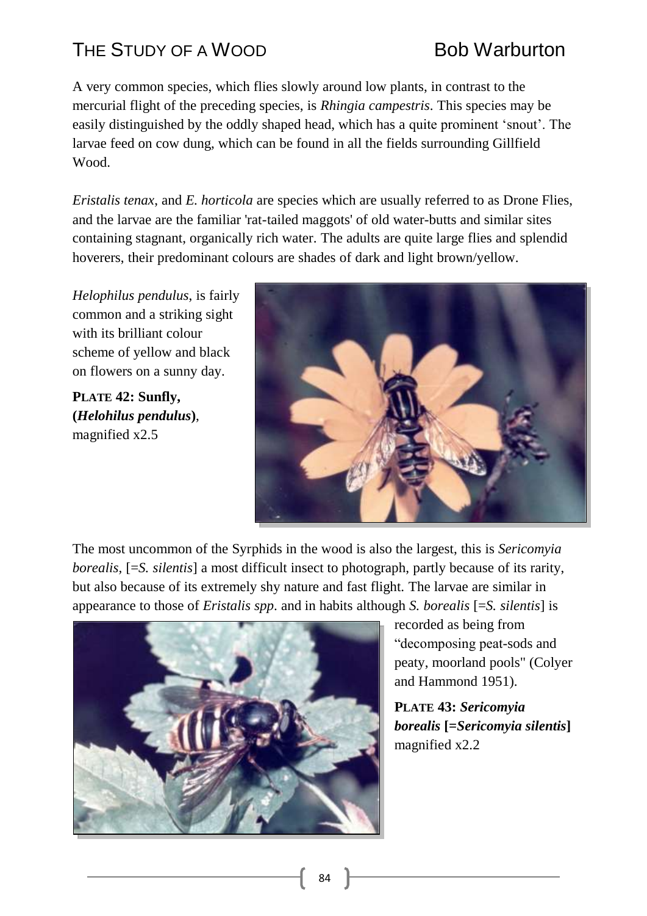A very common species, which flies slowly around low plants, in contrast to the mercurial flight of the preceding species, is *Rhingia campestris*. This species may be easily distinguished by the oddly shaped head, which has a quite prominent 'snout'. The larvae feed on cow dung, which can be found in all the fields surrounding Gillfield Wood.

*Eristalis tenax*, and *E. horticola* are species which are usually referred to as Drone Flies, and the larvae are the familiar 'rat-tailed maggots' of old water-butts and similar sites containing stagnant, organically rich water. The adults are quite large flies and splendid hoverers, their predominant colours are shades of dark and light brown/yellow.

*Helophilus pendulus*, is fairly common and a striking sight with its brilliant colour scheme of yellow and black on flowers on a sunny day.

**PLATE 42: Sunfly, (*Helohilus pendulus*)**, magnified x2.5

The most uncommon of the Syrphids in the wood is also the largest, this is *Sericomyia borealis*, [=*S. silentis*] a most difficult insect to photograph, partly because of its rarity, but also because of its extremely shy nature and fast flight. The larvae are similar in appearance to those of *Eristalis spp.* and in habits although *S. borealis* [=*S. silentis*] is recorded as being from "decomposing peat-sods and peaty, moorland pools" (Colyer and Hammond 1951).

**PLATE 43: *Sericomyia borealis* [=*Sericomyia silentis*]** magnified x2.2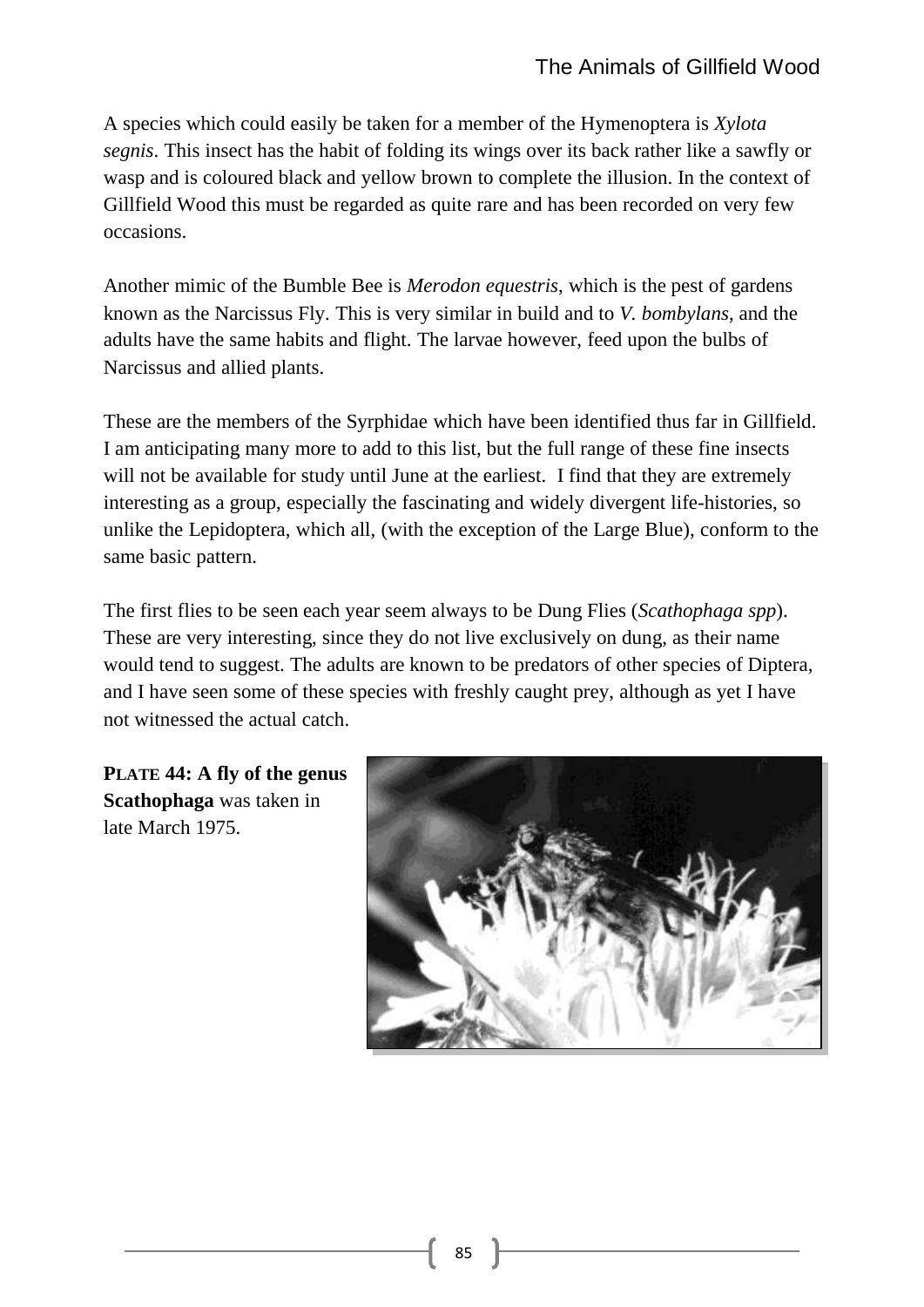A species which could easily be taken for a member of the Hymenoptera is *Xylota segnis*. This insect has the habit of folding its wings over its back rather like a sawfly or wasp and is coloured black and yellow brown to complete the illusion. In the context of Gillfield Wood this must be regarded as quite rare and has been recorded on very few occasions.

Another mimic of the Bumble Bee is *Merodon equestris*, which is the pest of gardens known as the Narcissus Fly. This is very similar in build and to *V. bombylans*, and the adults have the same habits and flight. The larvae however, feed upon the bulbs of Narcissus and allied plants.

These are the members of the Syrphidae which have been identified thus far in Gillfield. I am anticipating many more to add to this list, but the full range of these fine insects will not be available for study until June at the earliest. I find that they are extremely interesting as a group, especially the fascinating and widely divergent life-histories, so unlike the Lepidoptera, which all, (with the exception of the Large Blue), conform to the same basic pattern.

The first flies to be seen each year seem always to be Dung Flies (*Scathophaga spp*). These are very interesting, since they do not live exclusively on dung, as their name would tend to suggest. The adults are known to be predators of other species of Diptera, and I have seen some of these species with freshly caught prey, although as yet I have not witnessed the actual catch.

**PLATE 44: A fly of the genus Scathophaga** was taken in late March 1975.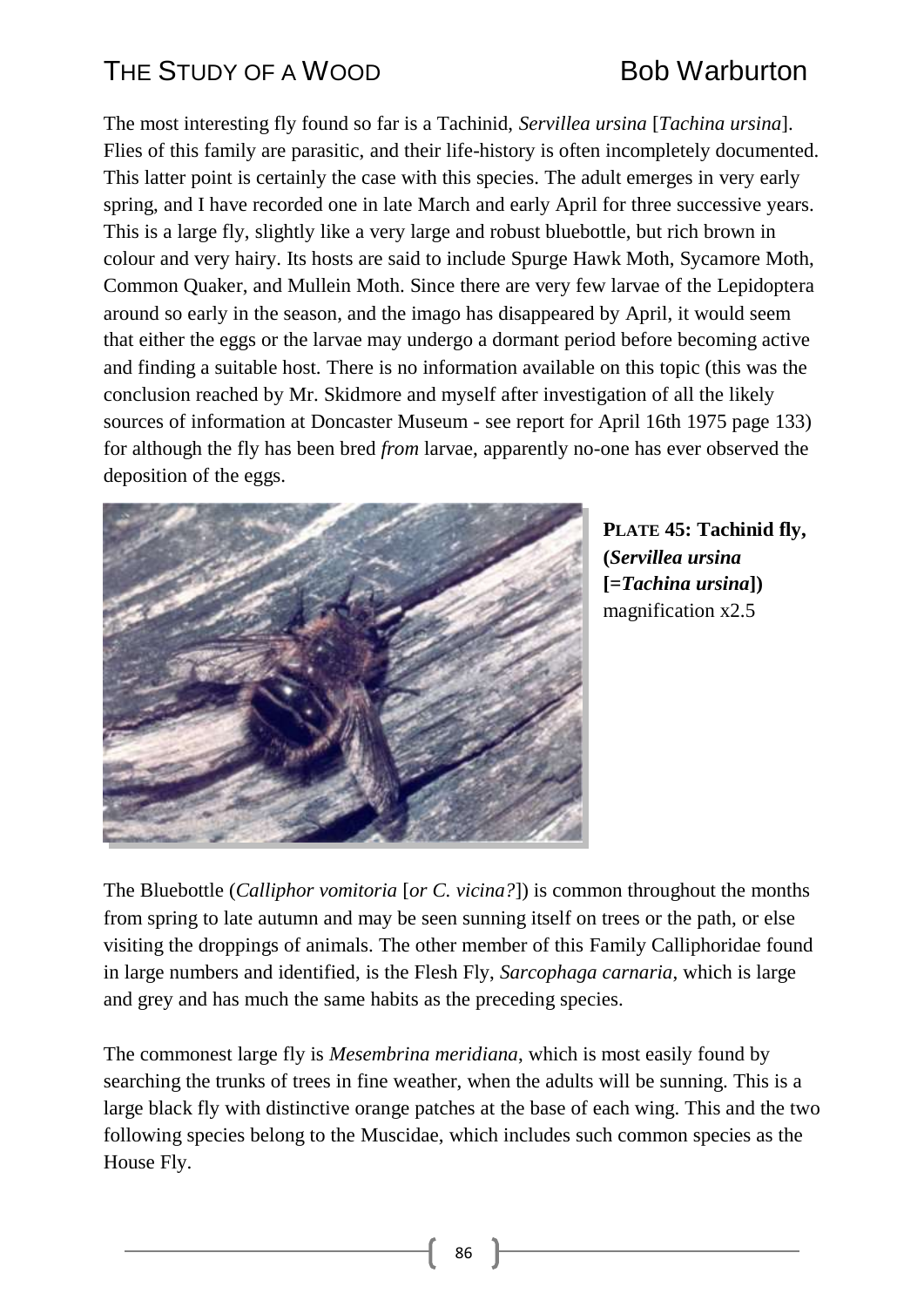The most interesting fly found so far is a Tachinid, *Servillea ursina* [*Tachina ursina*]. Flies of this family are parasitic, and their life-history is often incompletely documented. This latter point is certainly the case with this species. The adult emerges in very early spring, and I have recorded one in late March and early April for three successive years. This is a large fly, slightly like a very large and robust bluebottle, but rich brown in colour and very hairy. Its hosts are said to include Spurge Hawk Moth, Sycamore Moth, Common Quaker, and Mullein Moth. Since there are very few larvae of the Lepidoptera around so early in the season, and the imago has disappeared by April, it would seem that either the eggs or the larvae may undergo a dormant period before becoming active and finding a suitable host. There is no information available on this topic (this was the conclusion reached by Mr. Skidmore and myself after investigation of all the likely sources of information at Doncaster Museum - see report for April 16th 1975 page 133) for although the fly has been bred *from* larvae, apparently no-one has ever observed the deposition of the eggs.

**PLATE 45: Tachinid fly, (*Servillea ursina* [=*Tachina ursina*])** magnification x2.5

The Bluebottle (*Calliphor vomitoria* [*or C. vicina?*]) is common throughout the months from spring to late autumn and may be seen sunning itself on trees or the path, or else visiting the droppings of animals. The other member of this Family Calliphoridae found in large numbers and identified, is the Flesh Fly, *Sarcophaga carnaria*, which is large and grey and has much the same habits as the preceding species.

The commonest large fly is *Mesembrina meridiana*, which is most easily found by searching the trunks of trees in fine weather, when the adults will be sunning. This is a large black fly with distinctive orange patches at the base of each wing. This and the two following species belong to the Muscidae, which includes such common species as the House Fly.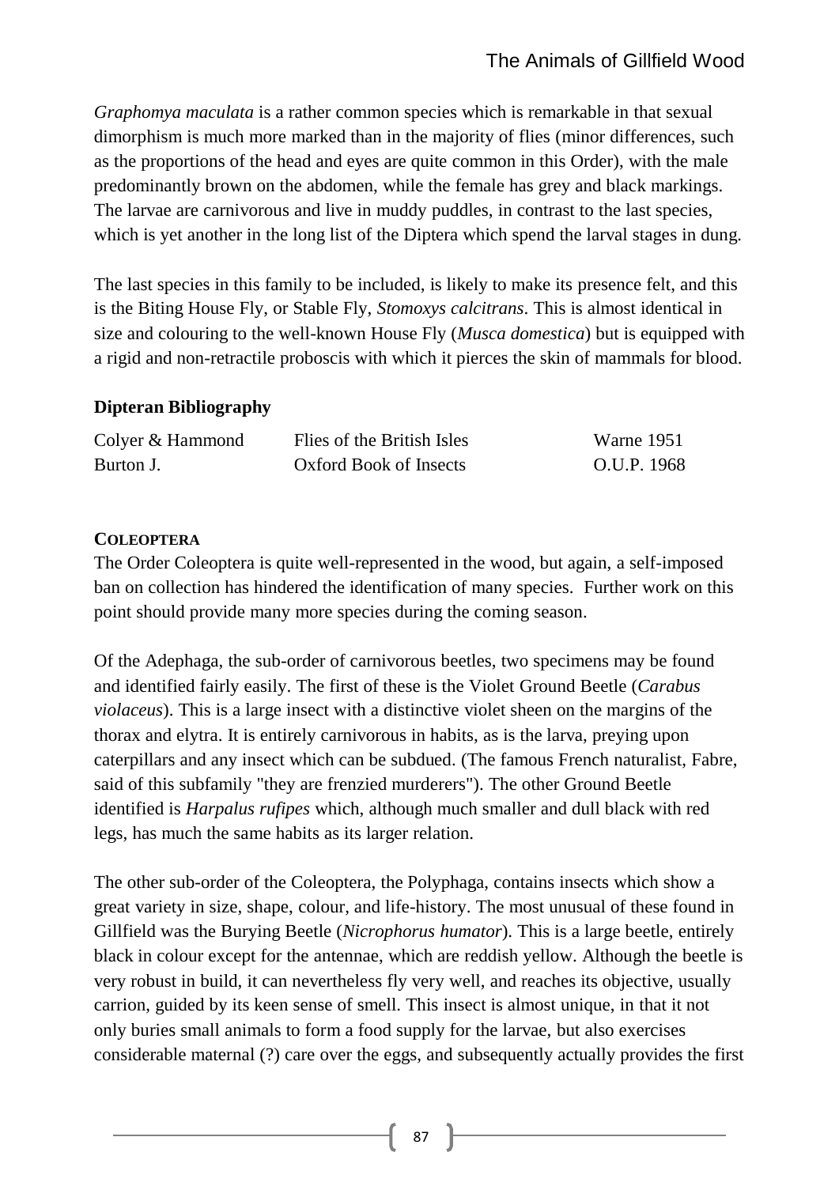*Graphomya maculata* is a rather common species which is remarkable in that sexual dimorphism is much more marked than in the majority of flies (minor differences, such as the proportions of the head and eyes are quite common in this Order), with the male predominantly brown on the abdomen, while the female has grey and black markings. The larvae are carnivorous and live in muddy puddles, in contrast to the last species, which is yet another in the long list of the Diptera which spend the larval stages in dung.

The last species in this family to be included, is likely to make its presence felt, and this is the Biting House Fly, or Stable Fly, *Stomoxys calcitrans*. This is almost identical in size and colouring to the well-known House Fly (*Musca domestica*) but is equipped with a rigid and non-retractile proboscis with which it pierces the skin of mammals for blood.

**Dipteran Bibliography**

| | | |
|---|---|---|
| Colyer & Hammond | Flies of the British Isles | Warne 1951 |
| Burton J. | Oxford Book of Insects | O.U.P. 1968 |

**COLEOPTERA**

The Order Coleoptera is quite well-represented in the wood, but again, a self-imposed ban on collection has hindered the identification of many species. Further work on this point should provide many more species during the coming season.

Of the Adephaga, the sub-order of carnivorous beetles, two specimens may be found and identified fairly easily. The first of these is the Violet Ground Beetle (*Carabus violaceus*). This is a large insect with a distinctive violet sheen on the margins of the thorax and elytra. It is entirely carnivorous in habits, as is the larva, preying upon caterpillars and any insect which can be subdued. (The famous French naturalist, Fabre, said of this subfamily "they are frenzied murderers"). The other Ground Beetle identified is *Harpalus rufipes* which, although much smaller and dull black with red legs, has much the same habits as its larger relation.

The other sub-order of the Coleoptera, the Polyphaga, contains insects which show a great variety in size, shape, colour, and life-history. The most unusual of these found in Gillfield was the Burying Beetle (*Nicrophorus humator*). This is a large beetle, entirely black in colour except for the antennae, which are reddish yellow. Although the beetle is very robust in build, it can nevertheless fly very well, and reaches its objective, usually carrion, guided by its keen sense of smell. This insect is almost unique, in that it not only buries small animals to form a food supply for the larvae, but also exercises considerable maternal (?) care over the eggs, and subsequently actually provides the first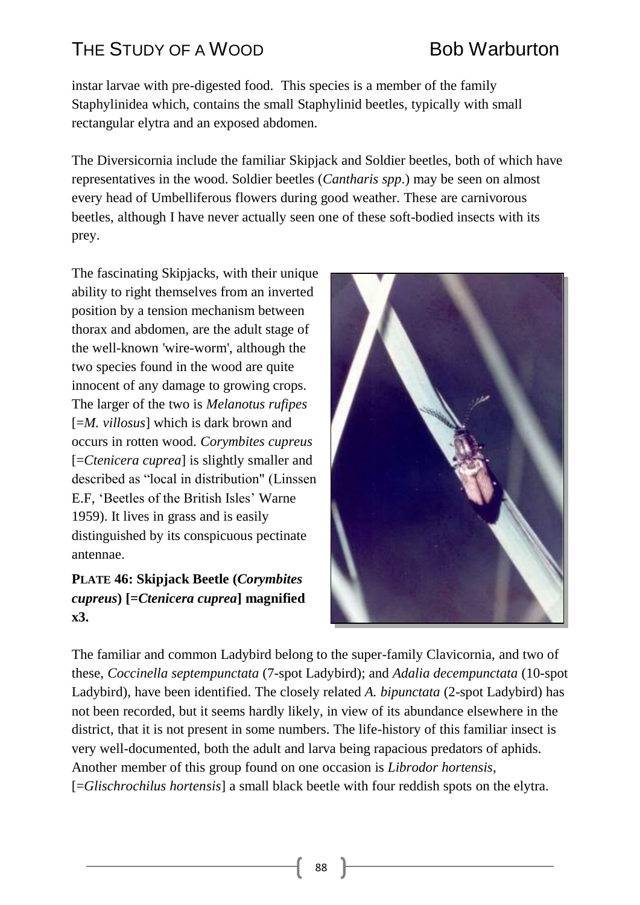instar larvae with pre-digested food. This species is a member of the family Staphylinidea which, contains the small Staphylinid beetles, typically with small rectangular elytra and an exposed abdomen.

The Diversicornia include the familiar Skipjack and Soldier beetles, both of which have representatives in the wood. Soldier beetles (*Cantharis spp*.) may be seen on almost every head of Umbelliferous flowers during good weather. These are carnivorous beetles, although I have never actually seen one of these soft-bodied insects with its prey.

The fascinating Skipjacks, with their unique ability to right themselves from an inverted position by a tension mechanism between thorax and abdomen, are the adult stage of the well-known 'wire-worm', although the two species found in the wood are quite innocent of any damage to growing crops. The larger of the two is *Melanotus rufipes* [=*M. villosus*] which is dark brown and occurs in rotten wood. *Corymbites cupreus* [=*Ctenicera cuprea*] is slightly smaller and described as "local in distribution" (Linssen E.F, 'Beetles of the British Isles' Warne 1959). It lives in grass and is easily distinguished by its conspicuous pectinate antennae.

**PLATE 46: Skipjack Beetle (*Corymbites cupreus*) [=*Ctenicera cuprea*] magnified x3.**

The familiar and common Ladybird belong to the super-family Clavicornia, and two of these, *Coccinella septempunctata* (7-spot Ladybird); and *Adalia decempunctata* (10-spot Ladybird), have been identified. The closely related *A. bipunctata* (2-spot Ladybird) has not been recorded, but it seems hardly likely, in view of its abundance elsewhere in the district, that it is not present in some numbers. The life-history of this familiar insect is very well-documented, both the adult and larva being rapacious predators of aphids. Another member of this group found on one occasion is *Librodor hortensis*, [=*Glischrochilus hortensis*] a small black beetle with four reddish spots on the elytra.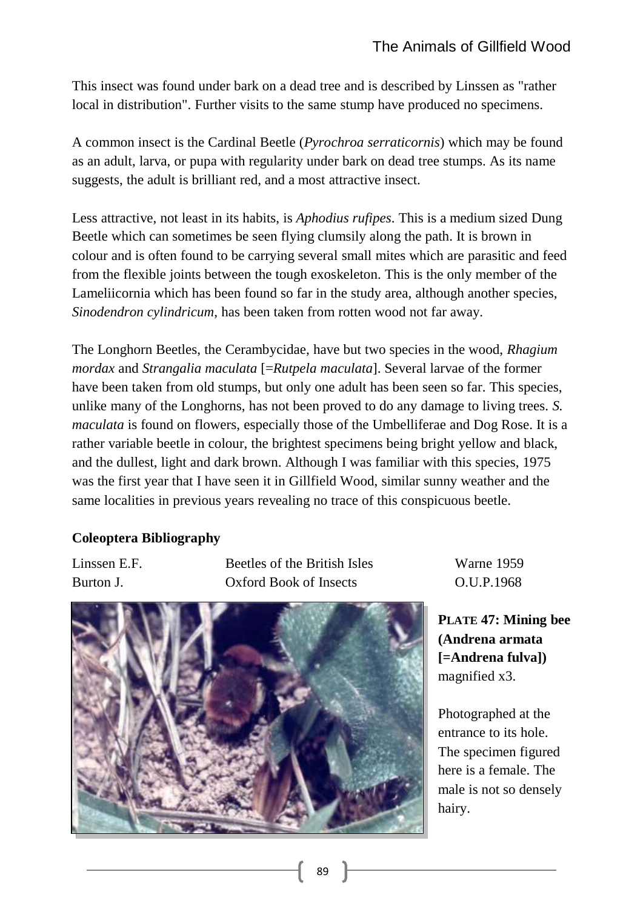This insect was found under bark on a dead tree and is described by Linssen as "rather local in distribution". Further visits to the same stump have produced no specimens.

A common insect is the Cardinal Beetle (*Pyrochroa serraticornis*) which may be found as an adult, larva, or pupa with regularity under bark on dead tree stumps. As its name suggests, the adult is brilliant red, and a most attractive insect.

Less attractive, not least in its habits, is *Aphodius rufipes*. This is a medium sized Dung Beetle which can sometimes be seen flying clumsily along the path. It is brown in colour and is often found to be carrying several small mites which are parasitic and feed from the flexible joints between the tough exoskeleton. This is the only member of the Lameliicornia which has been found so far in the study area, although another species, *Sinodendron cylindricum*, has been taken from rotten wood not far away.

The Longhorn Beetles, the Cerambycidae, have but two species in the wood, *Rhagium mordax* and *Strangalia maculata* [=*Rutpela maculata*]. Several larvae of the former have been taken from old stumps, but only one adult has been seen so far. This species, unlike many of the Longhorns, has not been proved to do any damage to living trees. *S. maculata* is found on flowers, especially those of the Umbelliferae and Dog Rose. It is a rather variable beetle in colour, the brightest specimens being bright yellow and black, and the dullest, light and dark brown. Although I was familiar with this species, 1975 was the first year that I have seen it in Gillfield Wood, similar sunny weather and the same localities in previous years revealing no trace of this conspicuous beetle.

**Coleoptera Bibliography**

| | | |
|---|---|---|
| Linssen E.F. | Beetles of the British Isles | Warne 1959 |
| Burton J. | Oxford Book of Insects | O.U.P.1968 |

**PLATE 47: Mining bee (Andrena armata [=Andrena fulva])** magnified x3.

Photographed at the entrance to its hole. The specimen figured here is a female. The male is not so densely hairy.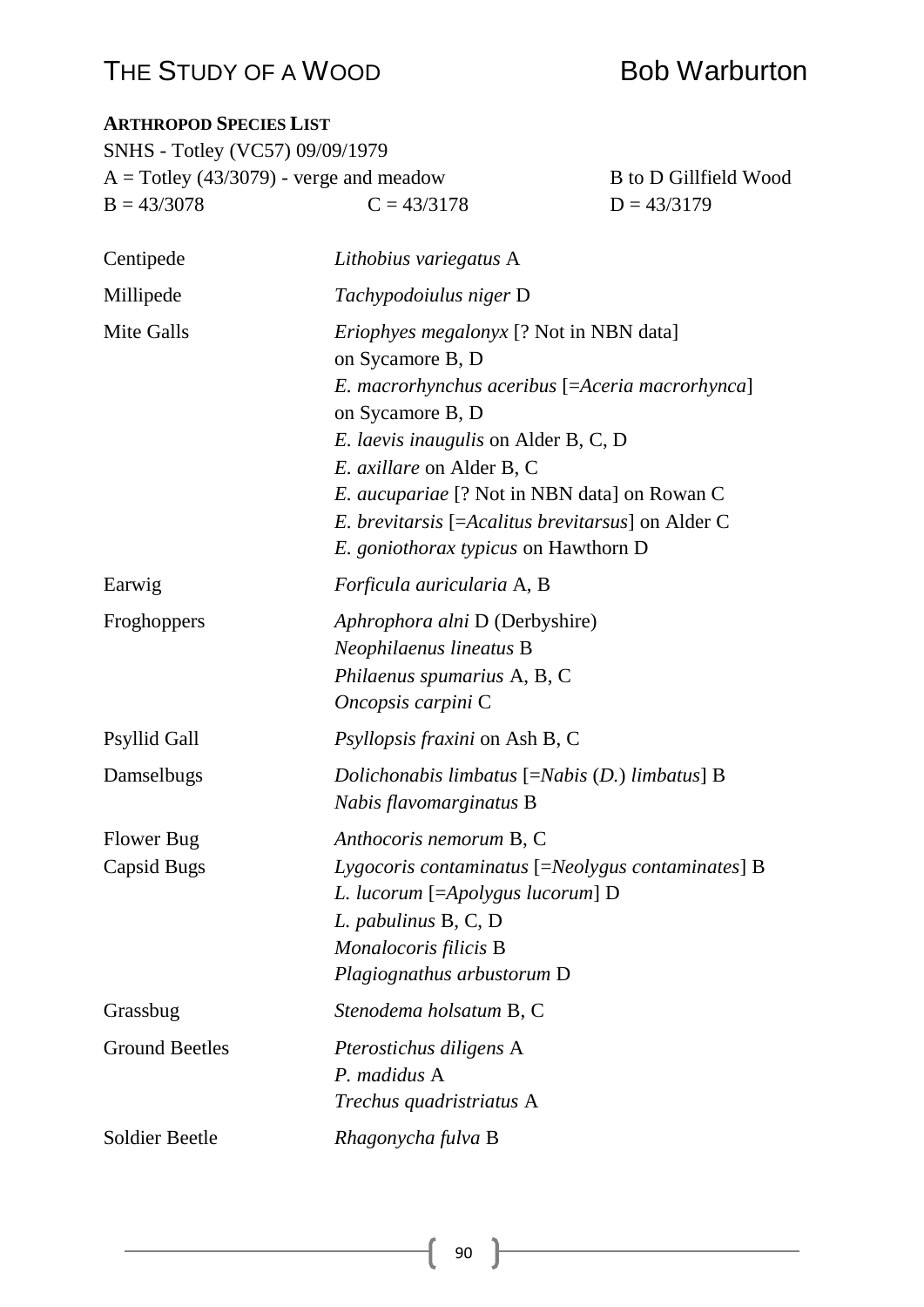**ARTHROPOD SPECIES LIST**

SNHS - Totley (VC57) 09/09/1979

A = Totley (43/3079) - verge and meadow — B to D Gillfield Wood

B = 43/3078 — C = 43/3178 — D = 43/3179

| | |
|---|---|
| Centipede | *Lithobius variegatus* A |
| Millipede | *Tachypodoiulus niger* D |
| Mite Galls | *Eriophyes megalonyx* [? Not in NBN data] on Sycamore B, D<br>*E. macrorhynchus aceribus* [=*Aceria macrorhynca*] on Sycamore B, D<br>*E. laevis inaugulis* on Alder B, C, D<br>*E. axillare* on Alder B, C<br>*E. aucupariae* [? Not in NBN data] on Rowan C<br>*E. brevitarsis* [=*Acalitus brevitarsus*] on Alder C<br>*E. goniothorax typicus* on Hawthorn D |
| Earwig | *Forficula auricularia* A, B |
| Froghoppers | *Aphrophora alni* D (Derbyshire)<br>*Neophilaenus lineatus* B<br>*Philaenus spumarius* A, B, C<br>*Oncopsis carpini* C |
| Psyllid Gall | *Psyllopsis fraxini* on Ash B, C |
| Damselbugs | *Dolichonabis limbatus* [=*Nabis* (*D.*) *limbatus*] B<br>*Nabis flavomarginatus* B |
| Flower Bug | *Anthocoris nemorum* B, C |
| Capsid Bugs | *Lygocoris contaminatus* [=*Neolygus contaminates*] B<br>*L. lucorum* [=*Apolygus lucorum*] D<br>*L. pabulinus* B, C, D<br>*Monalocoris filicis* B<br>*Plagiognathus arbustorum* D |
| Grassbug | *Stenodema holsatum* B, C |
| Ground Beetles | *Pterostichus diligens* A<br>*P. madidus* A<br>*Trechus quadristriatus* A |
| Soldier Beetle | *Rhagonycha fulva* B |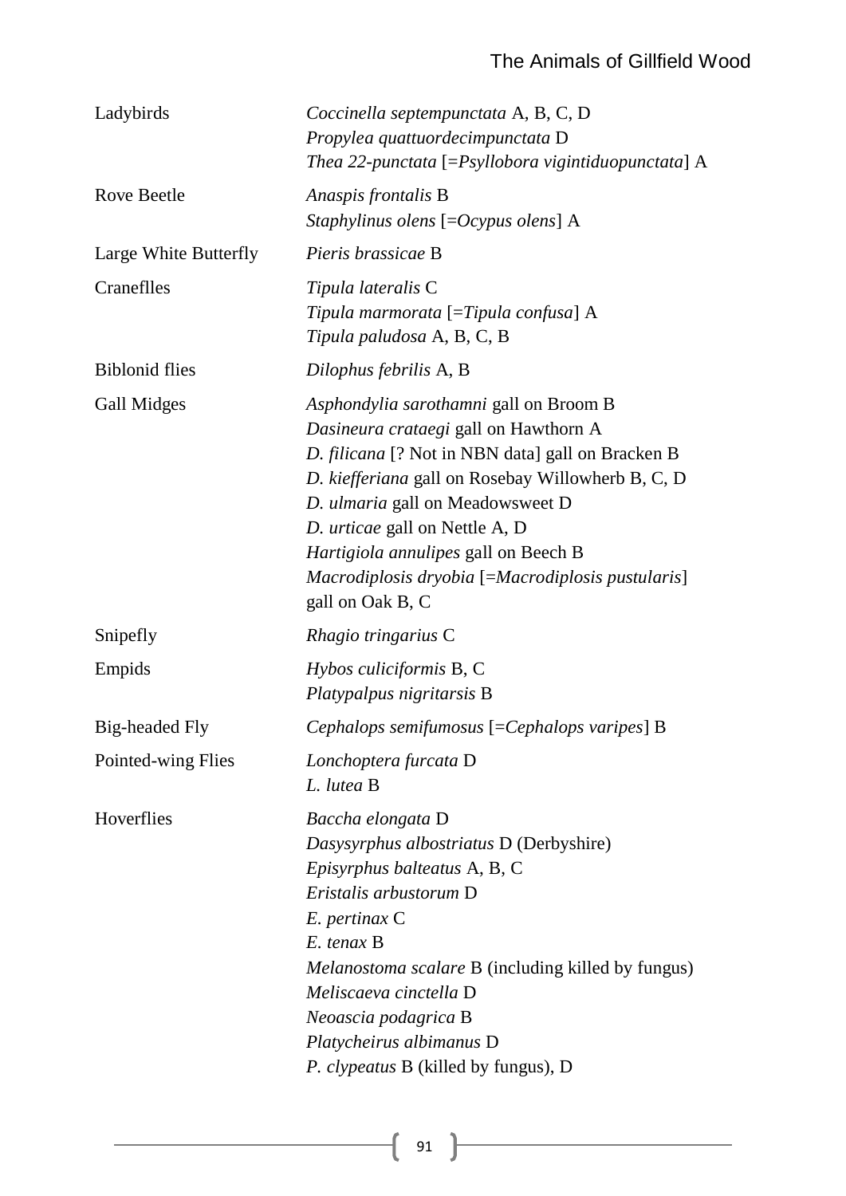| | |
|---|---|
| Ladybirds | *Coccinella septempunctata* A, B, C, D<br>*Propylea quattuordecimpunctata* D<br>*Thea 22-punctata* [=*Psyllobora vigintiduopunctata*] A |
| Rove Beetle | *Anaspis frontalis* B<br>*Staphylinus olens* [=*Ocypus olens*] A |
| Large White Butterfly | *Pieris brassicae* B |
| Craneflles | *Tipula lateralis* C<br>*Tipula marmorata* [=*Tipula confusa*] A<br>*Tipula paludosa* A, B, C, B |
| Biblonid flies | *Dilophus febrilis* A, B |
| Gall Midges | *Asphondylia sarothamni* gall on Broom B<br>*Dasineura crataegi* gall on Hawthorn A<br>*D. filicana* [? Not in NBN data] gall on Bracken B<br>*D. kiefferiana* gall on Rosebay Willowherb B, C, D<br>*D. ulmaria* gall on Meadowsweet D<br>*D. urticae* gall on Nettle A, D<br>*Hartigiola annulipes* gall on Beech B<br>*Macrodiplosis dryobia* [=*Macrodiplosis pustularis*] gall on Oak B, C |
| Snipefly | *Rhagio tringarius* C |
| Empids | *Hybos culiciformis* B, C<br>*Platypalpus nigritarsis* B |
| Big-headed Fly | *Cephalops semifumosus* [=*Cephalops varipes*] B |
| Pointed-wing Flies | *Lonchoptera furcata* D<br>*L. lutea* B |
| Hoverflies | *Baccha elongata* D<br>*Dasysyrphus albostriatus* D (Derbyshire)<br>*Episyrphus balteatus* A, B, C<br>*Eristalis arbustorum* D<br>*E. pertinax* C<br>*E. tenax* B<br>*Melanostoma scalare* B (including killed by fungus)<br>*Meliscaeva cinctella* D<br>*Neoascia podagrica* B<br>*Platycheirus albimanus* D<br>*P. clypeatus* B (killed by fungus), D |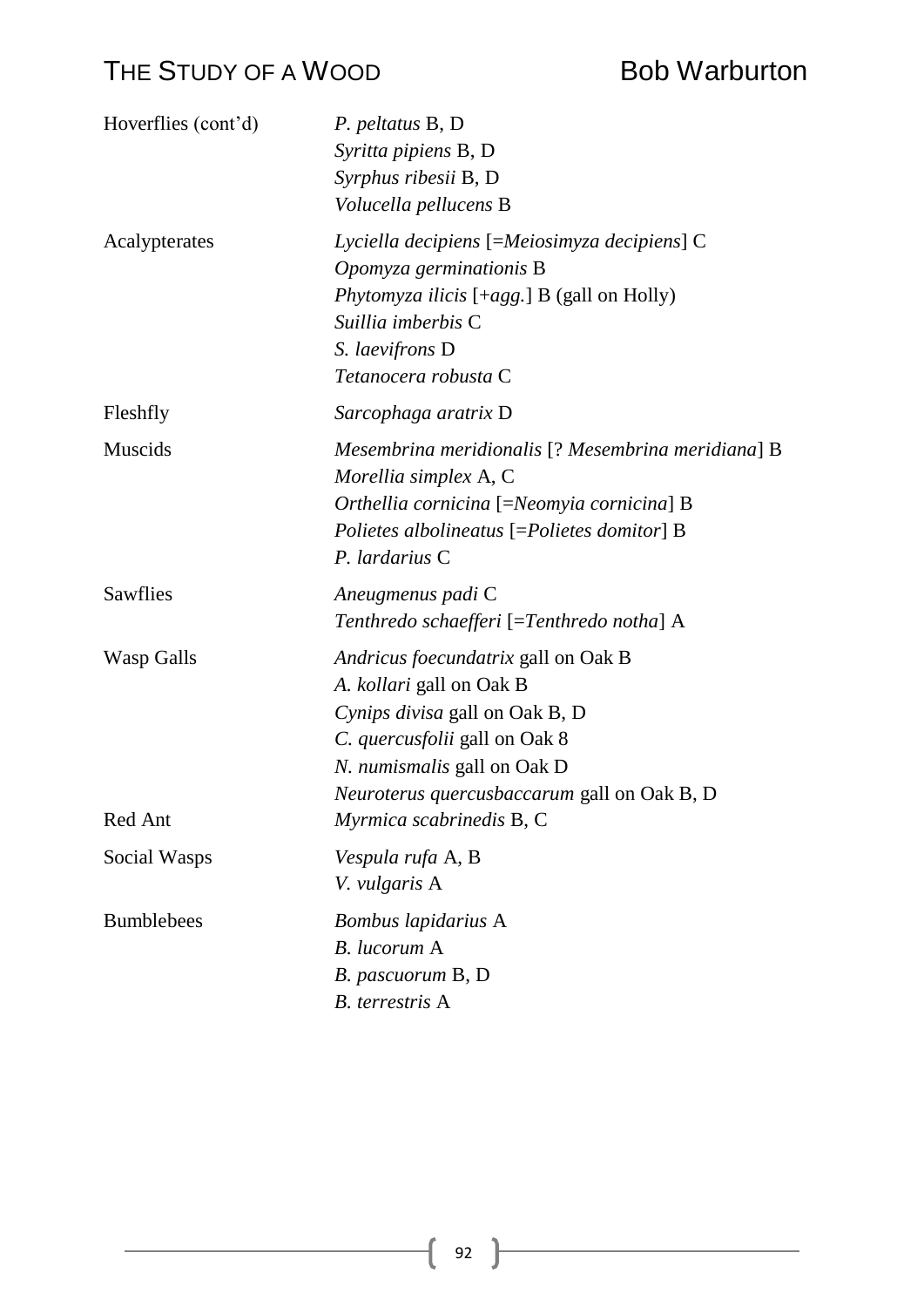| | |
|---|---|
| Hoverflies (cont'd) | *P. peltatus* B, D<br>*Syritta pipiens* B, D<br>*Syrphus ribesii* B, D<br>*Volucella pellucens* B |
| Acalypterates | *Lyciella decipiens* [=*Meiosimyza decipiens*] C<br>*Opomyza germinationis* B<br>*Phytomyza ilicis* [+*agg.*] B (gall on Holly)<br>*Suillia imberbis* C<br>*S. laevifrons* D<br>*Tetanocera robusta* C |
| Fleshfly | *Sarcophaga aratrix* D |
| Muscids | *Mesembrina meridionalis* [? *Mesembrina meridiana*] B<br>*Morellia simplex* A, C<br>*Orthellia cornicina* [=*Neomyia cornicina*] B<br>*Polietes albolineatus* [=*Polietes domitor*] B<br>*P. lardarius* C |
| Sawflies | *Aneugmenus padi* C<br>*Tenthredo schaefferi* [=*Tenthredo notha*] A |
| Wasp Galls | *Andricus foecundatrix* gall on Oak B<br>*A. kollari* gall on Oak B<br>*Cynips divisa* gall on Oak B, D<br>*C. quercusfolii* gall on Oak 8<br>*N. numismalis* gall on Oak D<br>*Neuroterus quercusbaccarum* gall on Oak B, D |
| Red Ant | *Myrmica scabrinedis* B, C |
| Social Wasps | *Vespula rufa* A, B<br>*V. vulgaris* A |
| Bumblebees | *Bombus lapidarius* A<br>*B. lucorum* A<br>*B. pascuorum* B, D<br>*B. terrestris* A |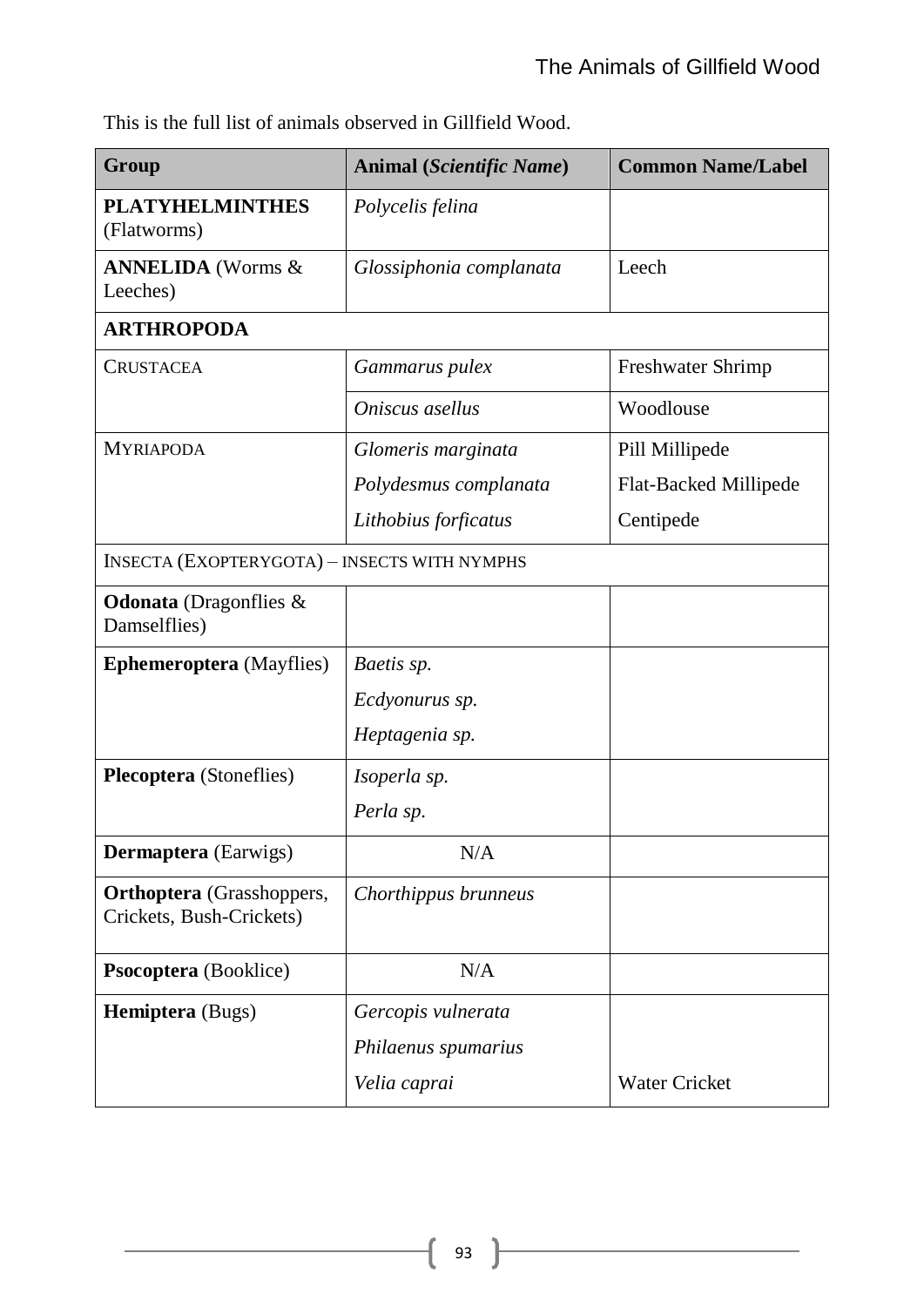This is the full list of animals observed in Gillfield Wood.

| Group | Animal (*Scientific Name*) | Common Name/Label |
|---|---|---|
| **PLATYHELMINTHES** (Flatworms) | *Polycelis felina* | |
| **ANNELIDA** (Worms & Leeches) | *Glossiphonia complanata* | Leech |
| **ARTHROPODA** | | |
| CRUSTACEA | *Gammarus pulex* | Freshwater Shrimp |
| | *Oniscus asellus* | Woodlouse |
| MYRIAPODA | *Glomeris marginata* | Pill Millipede |
| | *Polydesmus complanata* | Flat-Backed Millipede |
| | *Lithobius forficatus* | Centipede |
| INSECTA (EXOPTERYGOTA) – INSECTS WITH NYMPHS | | |
| **Odonata** (Dragonflies & Damselflies) | | |
| **Ephemeroptera** (Mayflies) | *Baetis sp.* | |
| | *Ecdyonurus sp.* | |
| | *Heptagenia sp.* | |
| **Plecoptera** (Stoneflies) | *Isoperla sp.* | |
| | *Perla sp.* | |
| **Dermaptera** (Earwigs) | N/A | |
| **Orthoptera** (Grasshoppers, Crickets, Bush-Crickets) | *Chorthippus brunneus* | |
| **Psocoptera** (Booklice) | N/A | |
| **Hemiptera** (Bugs) | *Gercopis vulnerata* | |
| | *Philaenus spumarius* | |
| | *Velia caprai* | Water Cricket |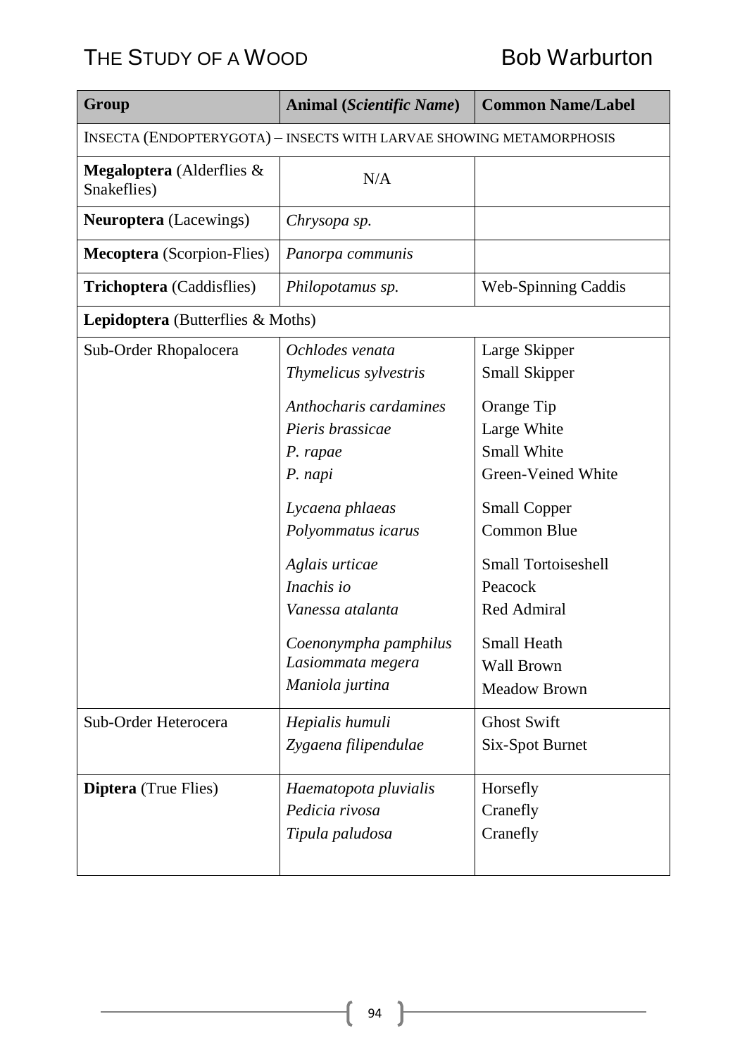| **Group** | **Animal (*Scientific Name*)** | **Common Name/Label** |
|---|---|---|
| INSECTA (ENDOPTERYGOTA) – INSECTS WITH LARVAE SHOWING METAMORPHOSIS | | |
| **Megaloptera** (Alderflies & Snakeflies) | N/A | |
| **Neuroptera** (Lacewings) | *Chrysopa sp.* | |
| **Mecoptera** (Scorpion-Flies) | *Panorpa communis* | |
| **Trichoptera** (Caddisflies) | *Philopotamus sp.* | Web-Spinning Caddis |
| **Lepidoptera** (Butterflies & Moths) | | |
| Sub-Order Rhopalocera | *Ochlodes venata*<br>*Thymelicus sylvestris*<br><br>*Anthocharis cardamines*<br>*Pieris brassicae*<br>*P. rapae*<br>*P. napi*<br><br>*Lycaena phlaeas*<br>*Polyommatus icarus*<br><br>*Aglais urticae*<br>*Inachis io*<br>*Vanessa atalanta*<br><br>*Coenonympha pamphilus*<br>*Lasiommata megera*<br>*Maniola jurtina* | Large Skipper<br>Small Skipper<br><br>Orange Tip<br>Large White<br>Small White<br>Green-Veined White<br><br>Small Copper<br>Common Blue<br><br>Small Tortoiseshell<br>Peacock<br>Red Admiral<br><br>Small Heath<br>Wall Brown<br>Meadow Brown |
| Sub-Order Heterocera | *Hepialis humuli*<br>*Zygaena filipendulae* | Ghost Swift<br>Six-Spot Burnet |
| **Diptera** (True Flies) | *Haematopota pluvialis*<br>*Pedicia rivosa*<br>*Tipula paludosa* | Horsefly<br>Cranefly<br>Cranefly |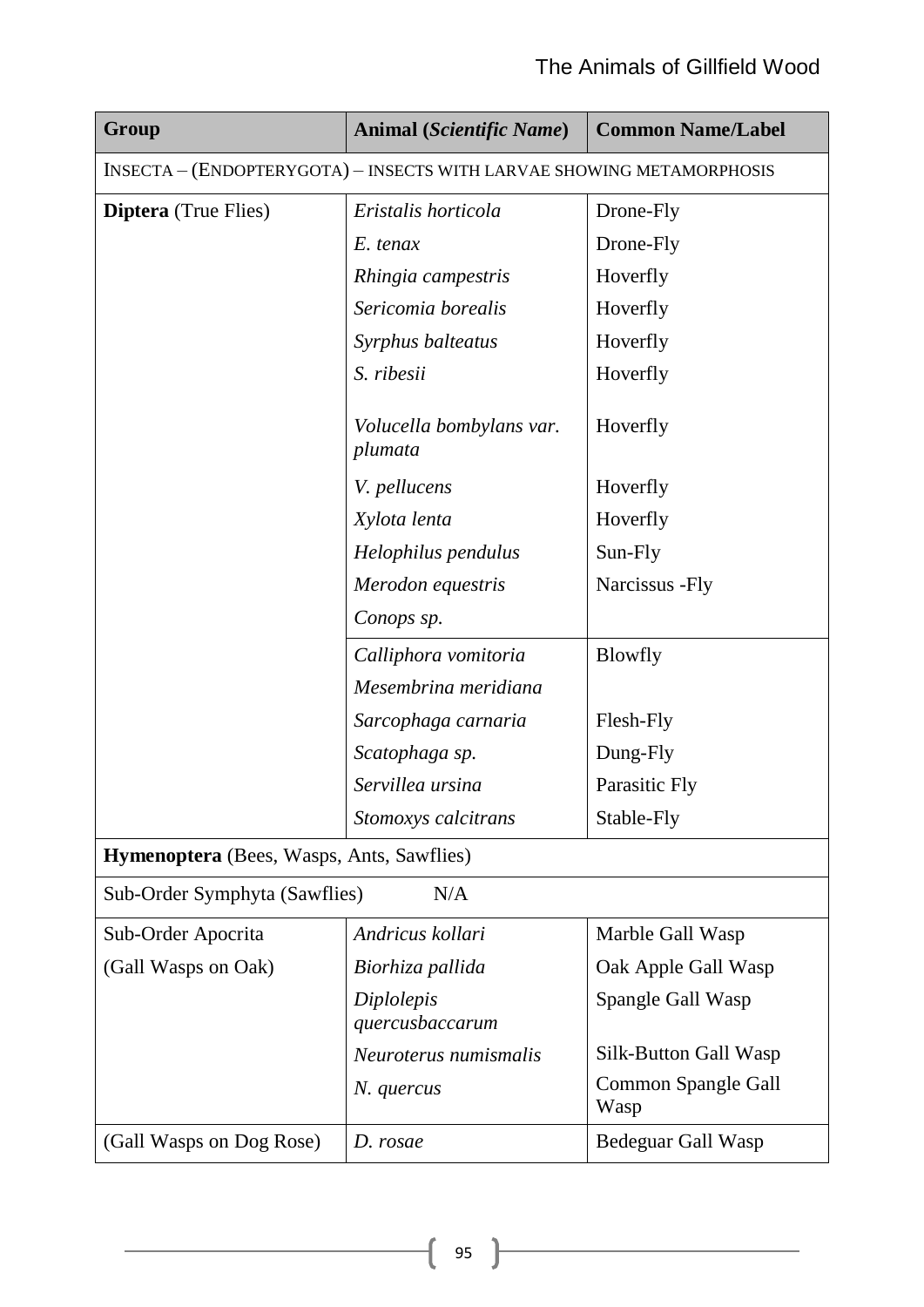| Group | Animal (*Scientific Name*) | Common Name/Label |
|---|---|---|
| INSECTA – (ENDOPTERYGOTA) – INSECTS WITH LARVAE SHOWING METAMORPHOSIS | | |
| **Diptera** (True Flies) | *Eristalis horticola* | Drone-Fly |
| | *E. tenax* | Drone-Fly |
| | *Rhingia campestris* | Hoverfly |
| | *Sericomia borealis* | Hoverfly |
| | *Syrphus balteatus* | Hoverfly |
| | *S. ribesii* | Hoverfly |
| | *Volucella bombylans var. plumata* | Hoverfly |
| | *V. pellucens* | Hoverfly |
| | *Xylota lenta* | Hoverfly |
| | *Helophilus pendulus* | Sun-Fly |
| | *Merodon equestris* | Narcissus -Fly |
| | *Conops sp.* | |
| | *Calliphora vomitoria* | Blowfly |
| | *Mesembrina meridiana* | |
| | *Sarcophaga carnaria* | Flesh-Fly |
| | *Scatophaga sp.* | Dung-Fly |
| | *Servillea ursina* | Parasitic Fly |
| | *Stomoxys calcitrans* | Stable-Fly |
| **Hymenoptera** (Bees, Wasps, Ants, Sawflies) | | |
| Sub-Order Symphyta (Sawflies) | N/A | |
| Sub-Order Apocrita (Gall Wasps on Oak) | *Andricus kollari* | Marble Gall Wasp |
| | *Biorhiza pallida* | Oak Apple Gall Wasp |
| | *Diplolepis quercusbaccarum* | Spangle Gall Wasp |
| | *Neuroterus numismalis* | Silk-Button Gall Wasp |
| | *N. quercus* | Common Spangle Gall Wasp |
| (Gall Wasps on Dog Rose) | *D. rosae* | Bedeguar Gall Wasp |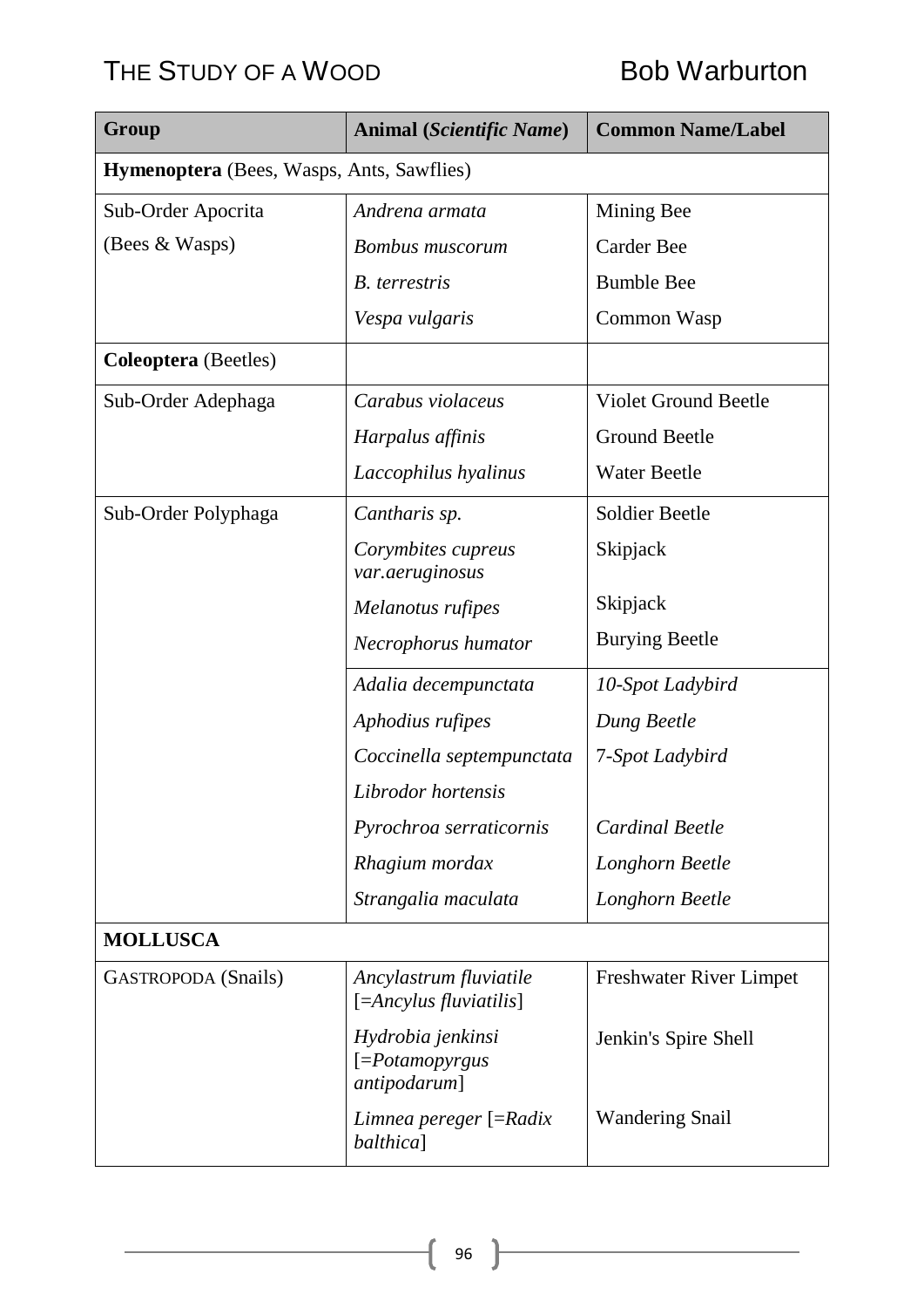| Group | Animal (*Scientific Name*) | Common Name/Label |
|---|---|---|
| **Hymenoptera** (Bees, Wasps, Ants, Sawflies) | | |
| Sub-Order Apocrita (Bees & Wasps) | *Andrena armata* | Mining Bee |
| | *Bombus muscorum* | Carder Bee |
| | *B. terrestris* | Bumble Bee |
| | *Vespa vulgaris* | Common Wasp |
| **Coleoptera** (Beetles) | | |
| Sub-Order Adephaga | *Carabus violaceus* | Violet Ground Beetle |
| | *Harpalus affinis* | Ground Beetle |
| | *Laccophilus hyalinus* | Water Beetle |
| Sub-Order Polyphaga | *Cantharis sp.* | Soldier Beetle |
| | *Corymbites cupreus var.aeruginosus* | Skipjack |
| | *Melanotus rufipes* | Skipjack |
| | *Necrophorus humator* | Burying Beetle |
| | *Adalia decempunctata* | *10-Spot Ladybird* |
| | *Aphodius rufipes* | *Dung Beetle* |
| | *Coccinella septempunctata* | 7-*Spot Ladybird* |
| | *Librodor hortensis* | |
| | *Pyrochroa serraticornis* | *Cardinal Beetle* |
| | *Rhagium mordax* | *Longhorn Beetle* |
| | *Strangalia maculata* | *Longhorn Beetle* |
| **MOLLUSCA** | | |
| GASTROPODA (Snails) | *Ancylastrum fluviatile* [=*Ancylus fluviatilis*] | Freshwater River Limpet |
| | *Hydrobia jenkinsi* [=*Potamopyrgus antipodarum*] | Jenkin's Spire Shell |
| | *Limnea pereger* [=*Radix balthica*] | Wandering Snail |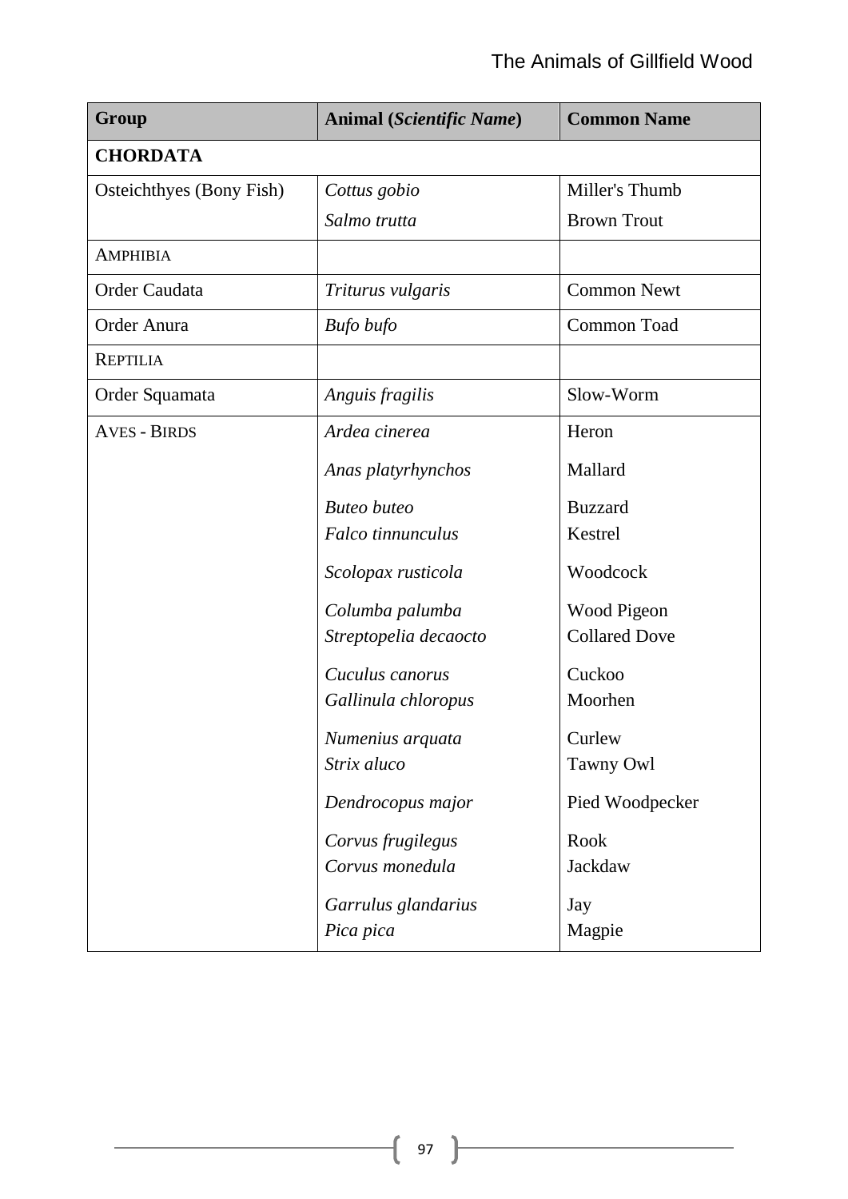| Group | Animal (*Scientific Name*) | Common Name |
|---|---|---|
| **CHORDATA** | | |
| Osteichthyes (Bony Fish) | *Cottus gobio* | Miller's Thumb |
| | *Salmo trutta* | Brown Trout |
| AMPHIBIA | | |
| Order Caudata | *Triturus vulgaris* | Common Newt |
| Order Anura | *Bufo bufo* | Common Toad |
| REPTILIA | | |
| Order Squamata | *Anguis fragilis* | Slow-Worm |
| AVES - BIRDS | *Ardea cinerea* | Heron |
| | *Anas platyrhynchos* | Mallard |
| | *Buteo buteo* | Buzzard |
| | *Falco tinnunculus* | Kestrel |
| | *Scolopax rusticola* | Woodcock |
| | *Columba palumba* | Wood Pigeon |
| | *Streptopelia decaocto* | Collared Dove |
| | *Cuculus canorus* | Cuckoo |
| | *Gallinula chloropus* | Moorhen |
| | *Numenius arquata* | Curlew |
| | *Strix aluco* | Tawny Owl |
| | *Dendrocopus major* | Pied Woodpecker |
| | *Corvus frugilegus* | Rook |
| | *Corvus monedula* | Jackdaw |
| | *Garrulus glandarius* | Jay |
| | *Pica pica* | Magpie |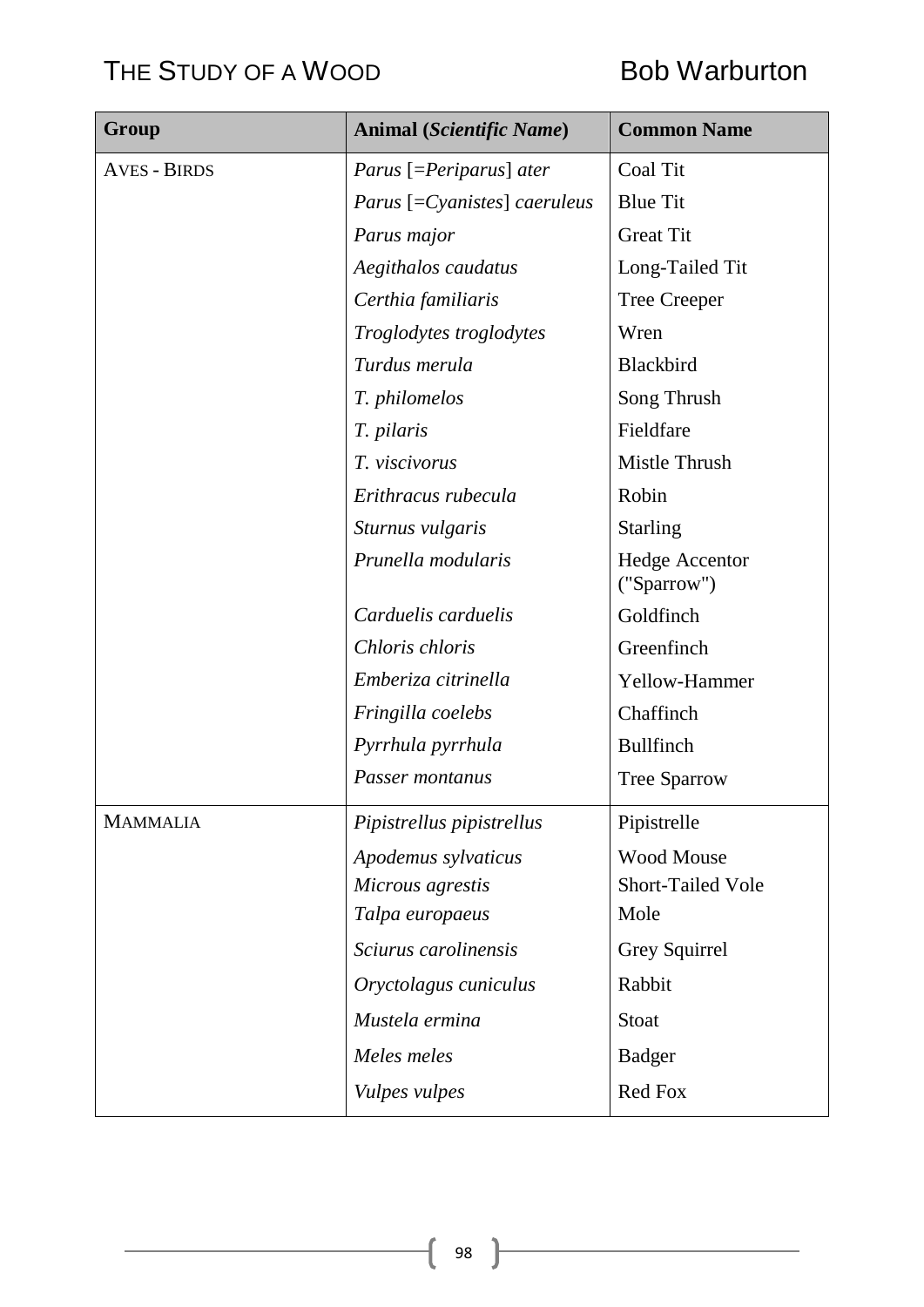| Group | Animal (*Scientific Name*) | Common Name |
|---|---|---|
| AVES - BIRDS | *Parus* [=*Periparus*] *ater* | Coal Tit |
| | *Parus* [=*Cyanistes*] *caeruleus* | Blue Tit |
| | *Parus major* | Great Tit |
| | *Aegithalos caudatus* | Long-Tailed Tit |
| | *Certhia familiaris* | Tree Creeper |
| | *Troglodytes troglodytes* | Wren |
| | *Turdus merula* | Blackbird |
| | *T. philomelos* | Song Thrush |
| | *T. pilaris* | Fieldfare |
| | *T. viscivorus* | Mistle Thrush |
| | *Erithracus rubecula* | Robin |
| | *Sturnus vulgaris* | Starling |
| | *Prunella modularis* | Hedge Accentor ("Sparrow") |
| | *Carduelis carduelis* | Goldfinch |
| | *Chloris chloris* | Greenfinch |
| | *Emberiza citrinella* | Yellow-Hammer |
| | *Fringilla coelebs* | Chaffinch |
| | *Pyrrhula pyrrhula* | Bullfinch |
| | *Passer montanus* | Tree Sparrow |
| MAMMALIA | *Pipistrellus pipistrellus* | Pipistrelle |
| | *Apodemus sylvaticus* | Wood Mouse |
| | *Microus agrestis* | Short-Tailed Vole |
| | *Talpa europaeus* | Mole |
| | *Sciurus carolinensis* | Grey Squirrel |
| | *Oryctolagus cuniculus* | Rabbit |
| | *Mustela ermina* | Stoat |
| | *Meles meles* | Badger |
| | *Vulpes vulpes* | Red Fox |